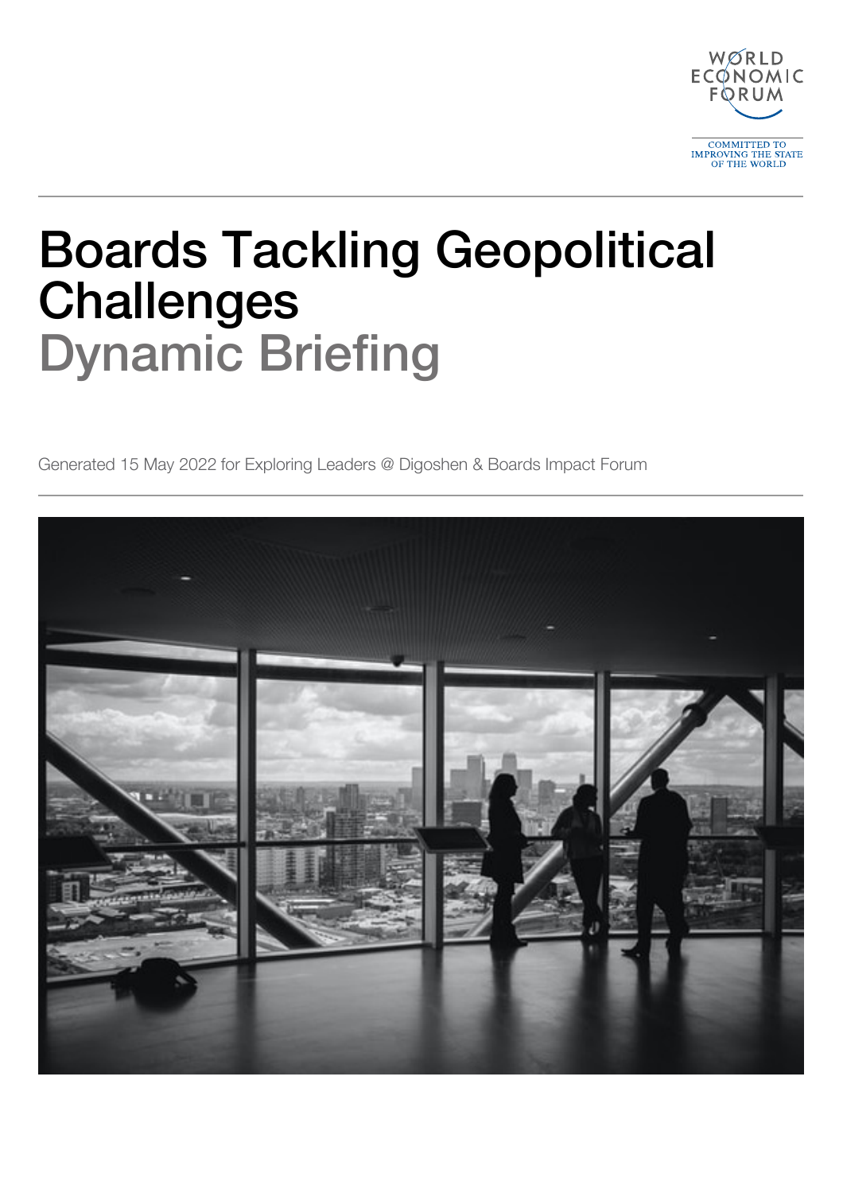WORLD ECONOMIC FORUM

COMMITTED TO IMPROVING THE STATE OF THE WORLD

# Boards Tackling Geopolitical Challenges

## Dynamic Briefing

Generated 15 May 2022 for Exploring Leaders @ Digoshen & Boards Impact Forum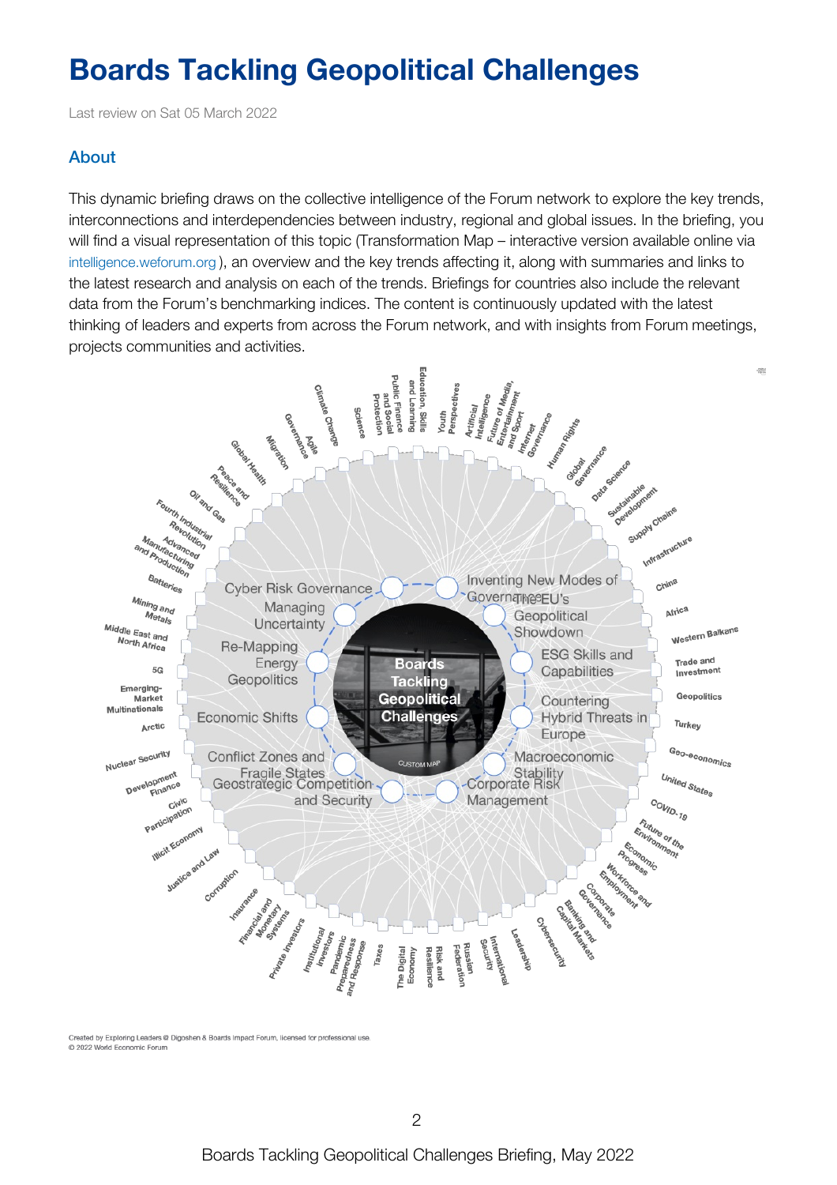# Boards Tackling Geopolitical Challenges

Last review on Sat 05 March 2022

## About

This dynamic briefing draws on the collective intelligence of the Forum network to explore the key trends, interconnections and interdependencies between industry, regional and global issues. In the briefing, you will find a visual representation of this topic (Transformation Map – interactive version available online via intelligence.weforum.org ), an overview and the key trends affecting it, along with summaries and links to the latest research and analysis on each of the trends. Briefings for countries also include the relevant data from the Forum's benchmarking indices. The content is continuously updated with the latest thinking of leaders and experts from across the Forum network, and with insights from Forum meetings, projects communities and activities.

Boards Tackling Geopolitical Challenges

Cyber Risk Governance
Inventing New Modes of Governance
The EU's Geopolitical Showdown
ESG Skills and Capabilities
Countering Hybrid Threats in Europe
Macroeconomic Stability
Corporate Risk Management
Geostrategic Competition and Security
Conflict Zones and Fragile States
Economic Shifts
Re-Mapping Energy Geopolitics
Managing Uncertainty

Climate Change, Science, Public Finance and Social Protection, Education, Skills and Learning, Youth Perspectives, Artificial Intelligence, Future of Media, Entertainment and Sport, Internet Governance, Human Rights, Global Governance, Data Science, Sustainable Development, Supply Chains, Infrastructure, China, Africa, Western Balkans, Trade and Investment, Geopolitics, Turkey, Geo-economics, United States, COVID-19, Future of the Environment, Economic Progress, Workforce and Employment, Corporate Governance, Banking and Capital Markets, Cybersecurity, Leadership, International Security, Russian Federation, Risk and Resilience, The Digital Economy, Taxes, Pandemic Preparedness and Response, Institutional Investors, Private Investors, Financial and Monetary Systems, Insurance, Corruption, Justice and Law, Illicit Economy, Civic Participation, Development Finance, Nuclear Security, Arctic, Emerging-Market Multinationals, 5G, Middle East and North Africa, Mining and Metals, Batteries, Advanced Manufacturing and Production, Fourth Industrial Revolution, Oil and Gas, Peace and Resilience, Global Health, Migration, Agile Governance

Created by Exploring Leaders @ Digoshen & Boards Impact Forum, licensed for professional use.
© 2022 World Economic Forum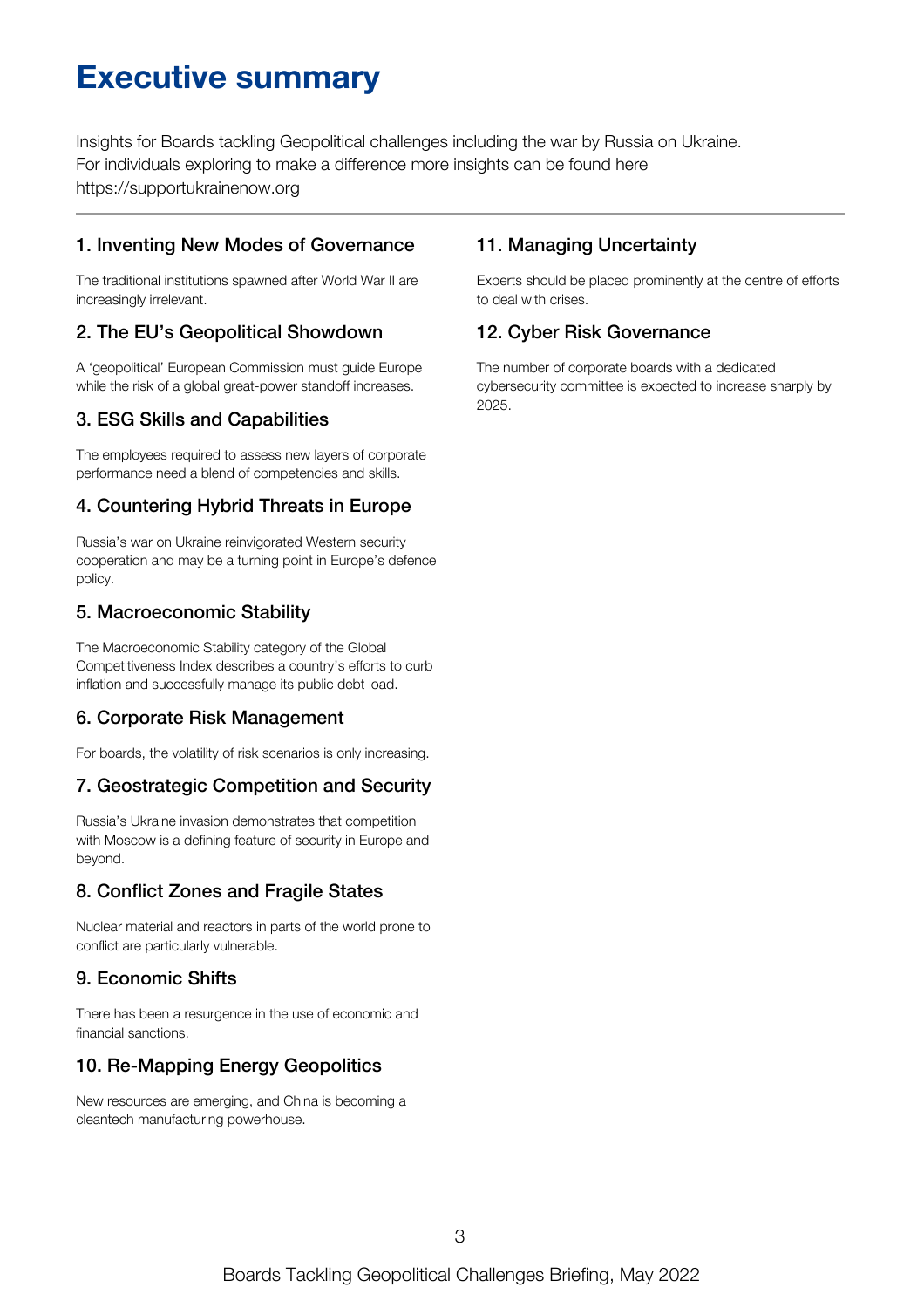# Executive summary

Insights for Boards tackling Geopolitical challenges including the war by Russia on Ukraine.
For individuals exploring to make a difference more insights can be found here
https://supportukrainenow.org

---

### 1. Inventing New Modes of Governance

The traditional institutions spawned after World War II are increasingly irrelevant.

### 2. The EU's Geopolitical Showdown

A 'geopolitical' European Commission must guide Europe while the risk of a global great-power standoff increases.

### 3. ESG Skills and Capabilities

The employees required to assess new layers of corporate performance need a blend of competencies and skills.

### 4. Countering Hybrid Threats in Europe

Russia's war on Ukraine reinvigorated Western security cooperation and may be a turning point in Europe's defence policy.

### 5. Macroeconomic Stability

The Macroeconomic Stability category of the Global Competitiveness Index describes a country's efforts to curb inflation and successfully manage its public debt load.

### 6. Corporate Risk Management

For boards, the volatility of risk scenarios is only increasing.

### 7. Geostrategic Competition and Security

Russia's Ukraine invasion demonstrates that competition with Moscow is a defining feature of security in Europe and beyond.

### 8. Conflict Zones and Fragile States

Nuclear material and reactors in parts of the world prone to conflict are particularly vulnerable.

### 9. Economic Shifts

There has been a resurgence in the use of economic and financial sanctions.

### 10. Re-Mapping Energy Geopolitics

New resources are emerging, and China is becoming a cleantech manufacturing powerhouse.

### 11. Managing Uncertainty

Experts should be placed prominently at the centre of efforts to deal with crises.

### 12. Cyber Risk Governance

The number of corporate boards with a dedicated cybersecurity committee is expected to increase sharply by 2025.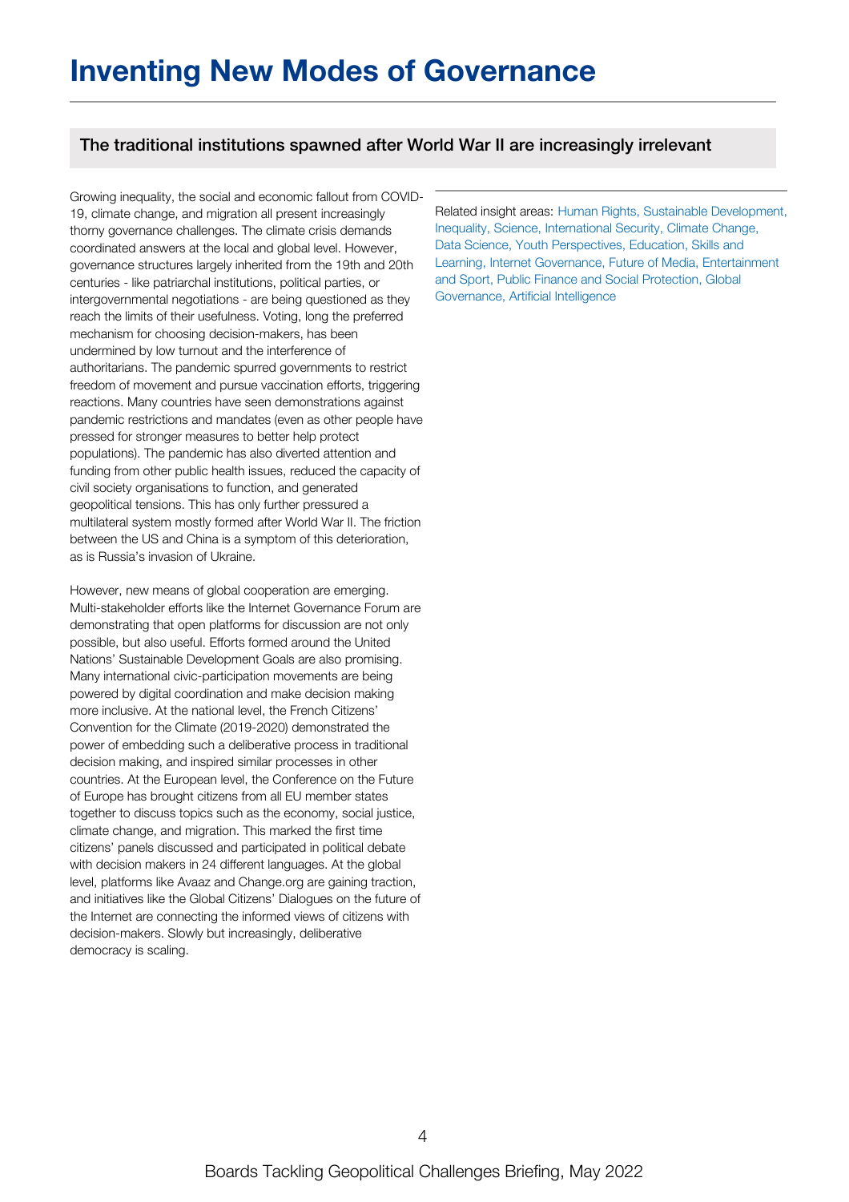# Inventing New Modes of Governance

## The traditional institutions spawned after World War II are increasingly irrelevant

Growing inequality, the social and economic fallout from COVID-19, climate change, and migration all present increasingly thorny governance challenges. The climate crisis demands coordinated answers at the local and global level. However, governance structures largely inherited from the 19th and 20th centuries - like patriarchal institutions, political parties, or intergovernmental negotiations - are being questioned as they reach the limits of their usefulness. Voting, long the preferred mechanism for choosing decision-makers, has been undermined by low turnout and the interference of authoritarians. The pandemic spurred governments to restrict freedom of movement and pursue vaccination efforts, triggering reactions. Many countries have seen demonstrations against pandemic restrictions and mandates (even as other people have pressed for stronger measures to better help protect populations). The pandemic has also diverted attention and funding from other public health issues, reduced the capacity of civil society organisations to function, and generated geopolitical tensions. This has only further pressured a multilateral system mostly formed after World War II. The friction between the US and China is a symptom of this deterioration, as is Russia's invasion of Ukraine.

However, new means of global cooperation are emerging. Multi-stakeholder efforts like the Internet Governance Forum are demonstrating that open platforms for discussion are not only possible, but also useful. Efforts formed around the United Nations' Sustainable Development Goals are also promising. Many international civic-participation movements are being powered by digital coordination and make decision making more inclusive. At the national level, the French Citizens' Convention for the Climate (2019-2020) demonstrated the power of embedding such a deliberative process in traditional decision making, and inspired similar processes in other countries. At the European level, the Conference on the Future of Europe has brought citizens from all EU member states together to discuss topics such as the economy, social justice, climate change, and migration. This marked the first time citizens' panels discussed and participated in political debate with decision makers in 24 different languages. At the global level, platforms like Avaaz and Change.org are gaining traction, and initiatives like the Global Citizens' Dialogues on the future of the Internet are connecting the informed views of citizens with decision-makers. Slowly but increasingly, deliberative democracy is scaling.

Related insight areas: Human Rights, Sustainable Development, Inequality, Science, International Security, Climate Change, Data Science, Youth Perspectives, Education, Skills and Learning, Internet Governance, Future of Media, Entertainment and Sport, Public Finance and Social Protection, Global Governance, Artificial Intelligence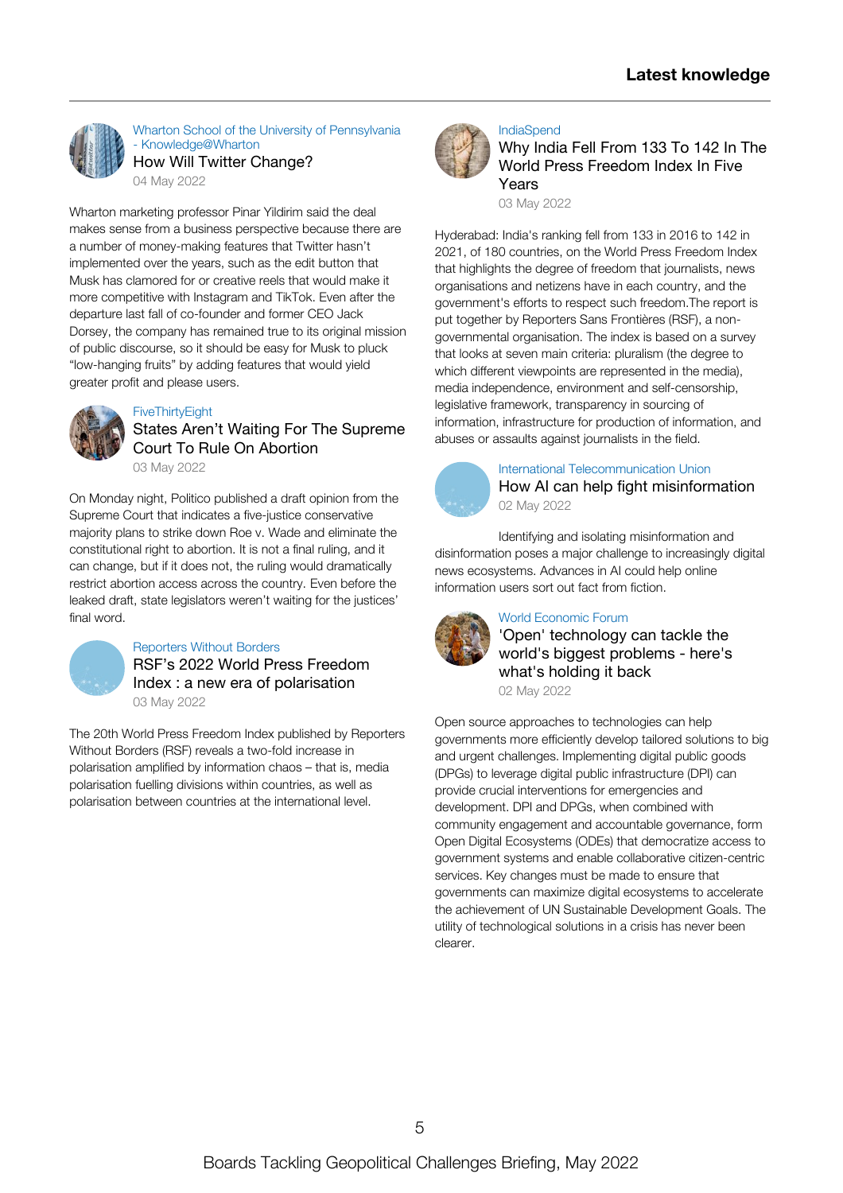## Latest knowledge

Wharton School of the University of Pennsylvania - Knowledge@Wharton

### How Will Twitter Change?

04 May 2022

Wharton marketing professor Pinar Yildirim said the deal makes sense from a business perspective because there are a number of money-making features that Twitter hasn't implemented over the years, such as the edit button that Musk has clamored for or creative reels that would make it more competitive with Instagram and TikTok. Even after the departure last fall of co-founder and former CEO Jack Dorsey, the company has remained true to its original mission of public discourse, so it should be easy for Musk to pluck "low-hanging fruits" by adding features that would yield greater profit and please users.

FiveThirtyEight

### States Aren't Waiting For The Supreme Court To Rule On Abortion

03 May 2022

On Monday night, Politico published a draft opinion from the Supreme Court that indicates a five-justice conservative majority plans to strike down Roe v. Wade and eliminate the constitutional right to abortion. It is not a final ruling, and it can change, but if it does not, the ruling would dramatically restrict abortion access across the country. Even before the leaked draft, state legislators weren't waiting for the justices' final word.

Reporters Without Borders

### RSF's 2022 World Press Freedom Index : a new era of polarisation

03 May 2022

The 20th World Press Freedom Index published by Reporters Without Borders (RSF) reveals a two-fold increase in polarisation amplified by information chaos – that is, media polarisation fuelling divisions within countries, as well as polarisation between countries at the international level.

IndiaSpend

### Why India Fell From 133 To 142 In The World Press Freedom Index In Five Years

03 May 2022

Hyderabad: India's ranking fell from 133 in 2016 to 142 in 2021, of 180 countries, on the World Press Freedom Index that highlights the degree of freedom that journalists, news organisations and netizens have in each country, and the government's efforts to respect such freedom.The report is put together by Reporters Sans Frontières (RSF), a non-governmental organisation. The index is based on a survey that looks at seven main criteria: pluralism (the degree to which different viewpoints are represented in the media), media independence, environment and self-censorship, legislative framework, transparency in sourcing of information, infrastructure for production of information, and abuses or assaults against journalists in the field.

International Telecommunication Union

### How AI can help fight misinformation

02 May 2022

Identifying and isolating misinformation and disinformation poses a major challenge to increasingly digital news ecosystems. Advances in AI could help online information users sort out fact from fiction.

World Economic Forum

### 'Open' technology can tackle the world's biggest problems - here's what's holding it back

02 May 2022

Open source approaches to technologies can help governments more efficiently develop tailored solutions to big and urgent challenges. Implementing digital public goods (DPGs) to leverage digital public infrastructure (DPI) can provide crucial interventions for emergencies and development. DPI and DPGs, when combined with community engagement and accountable governance, form Open Digital Ecosystems (ODEs) that democratize access to government systems and enable collaborative citizen-centric services. Key changes must be made to ensure that governments can maximize digital ecosystems to accelerate the achievement of UN Sustainable Development Goals. The utility of technological solutions in a crisis has never been clearer.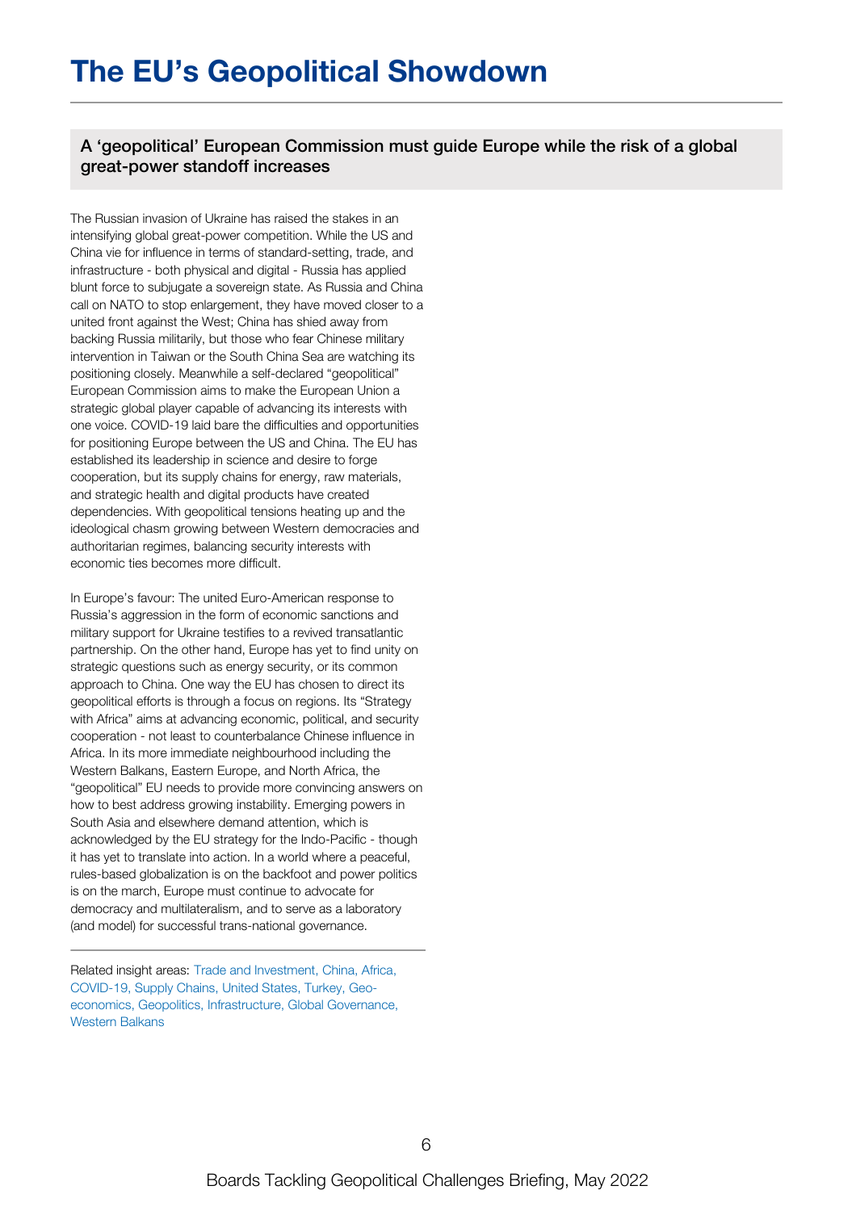# The EU's Geopolitical Showdown

## A 'geopolitical' European Commission must guide Europe while the risk of a global great-power standoff increases

The Russian invasion of Ukraine has raised the stakes in an intensifying global great-power competition. While the US and China vie for influence in terms of standard-setting, trade, and infrastructure - both physical and digital - Russia has applied blunt force to subjugate a sovereign state. As Russia and China call on NATO to stop enlargement, they have moved closer to a united front against the West; China has shied away from backing Russia militarily, but those who fear Chinese military intervention in Taiwan or the South China Sea are watching its positioning closely. Meanwhile a self-declared "geopolitical" European Commission aims to make the European Union a strategic global player capable of advancing its interests with one voice. COVID-19 laid bare the difficulties and opportunities for positioning Europe between the US and China. The EU has established its leadership in science and desire to forge cooperation, but its supply chains for energy, raw materials, and strategic health and digital products have created dependencies. With geopolitical tensions heating up and the ideological chasm growing between Western democracies and authoritarian regimes, balancing security interests with economic ties becomes more difficult.

In Europe's favour: The united Euro-American response to Russia's aggression in the form of economic sanctions and military support for Ukraine testifies to a revived transatlantic partnership. On the other hand, Europe has yet to find unity on strategic questions such as energy security, or its common approach to China. One way the EU has chosen to direct its geopolitical efforts is through a focus on regions. Its "Strategy with Africa" aims at advancing economic, political, and security cooperation - not least to counterbalance Chinese influence in Africa. In its more immediate neighbourhood including the Western Balkans, Eastern Europe, and North Africa, the "geopolitical" EU needs to provide more convincing answers on how to best address growing instability. Emerging powers in South Asia and elsewhere demand attention, which is acknowledged by the EU strategy for the Indo-Pacific - though it has yet to translate into action. In a world where a peaceful, rules-based globalization is on the backfoot and power politics is on the march, Europe must continue to advocate for democracy and multilateralism, and to serve as a laboratory (and model) for successful trans-national governance.

---

Related insight areas: Trade and Investment, China, Africa, COVID-19, Supply Chains, United States, Turkey, Geo-economics, Geopolitics, Infrastructure, Global Governance, Western Balkans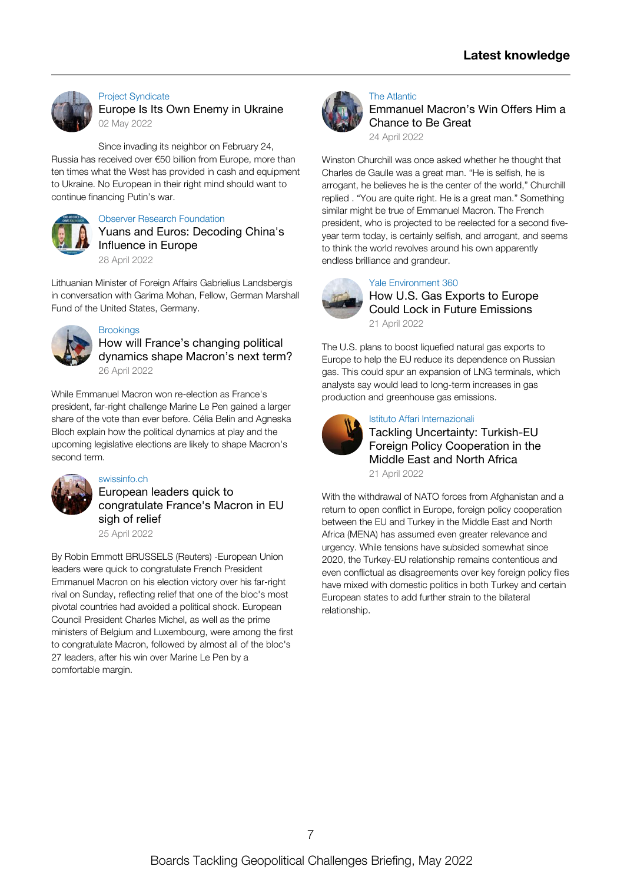## Latest knowledge

Project Syndicate

### Europe Is Its Own Enemy in Ukraine

02 May 2022

Since invading its neighbor on February 24, Russia has received over €50 billion from Europe, more than ten times what the West has provided in cash and equipment to Ukraine. No European in their right mind should want to continue financing Putin's war.

Observer Research Foundation

### Yuans and Euros: Decoding China's Influence in Europe

28 April 2022

Lithuanian Minister of Foreign Affairs Gabrielius Landsbergis in conversation with Garima Mohan, Fellow, German Marshall Fund of the United States, Germany.

Brookings

### How will France's changing political dynamics shape Macron's next term?

26 April 2022

While Emmanuel Macron won re-election as France's president, far-right challenge Marine Le Pen gained a larger share of the vote than ever before. Célia Belin and Agneska Bloch explain how the political dynamics at play and the upcoming legislative elections are likely to shape Macron's second term.

swissinfo.ch

### European leaders quick to congratulate France's Macron in EU sigh of relief

25 April 2022

By Robin Emmott BRUSSELS (Reuters) -European Union leaders were quick to congratulate French President Emmanuel Macron on his election victory over his far-right rival on Sunday, reflecting relief that one of the bloc's most pivotal countries had avoided a political shock. European Council President Charles Michel, as well as the prime ministers of Belgium and Luxembourg, were among the first to congratulate Macron, followed by almost all of the bloc's 27 leaders, after his win over Marine Le Pen by a comfortable margin.

The Atlantic

### Emmanuel Macron's Win Offers Him a Chance to Be Great

24 April 2022

Winston Churchill was once asked whether he thought that Charles de Gaulle was a great man. "He is selfish, he is arrogant, he believes he is the center of the world," Churchill replied . "You are quite right. He is a great man." Something similar might be true of Emmanuel Macron. The French president, who is projected to be reelected for a second five-year term today, is certainly selfish, and arrogant, and seems to think the world revolves around his own apparently endless brilliance and grandeur.

Yale Environment 360

### How U.S. Gas Exports to Europe Could Lock in Future Emissions

21 April 2022

The U.S. plans to boost liquefied natural gas exports to Europe to help the EU reduce its dependence on Russian gas. This could spur an expansion of LNG terminals, which analysts say would lead to long-term increases in gas production and greenhouse gas emissions.

Istituto Affari Internazionali

### Tackling Uncertainty: Turkish-EU Foreign Policy Cooperation in the Middle East and North Africa

21 April 2022

With the withdrawal of NATO forces from Afghanistan and a return to open conflict in Europe, foreign policy cooperation between the EU and Turkey in the Middle East and North Africa (MENA) has assumed even greater relevance and urgency. While tensions have subsided somewhat since 2020, the Turkey-EU relationship remains contentious and even conflictual as disagreements over key foreign policy files have mixed with domestic politics in both Turkey and certain European states to add further strain to the bilateral relationship.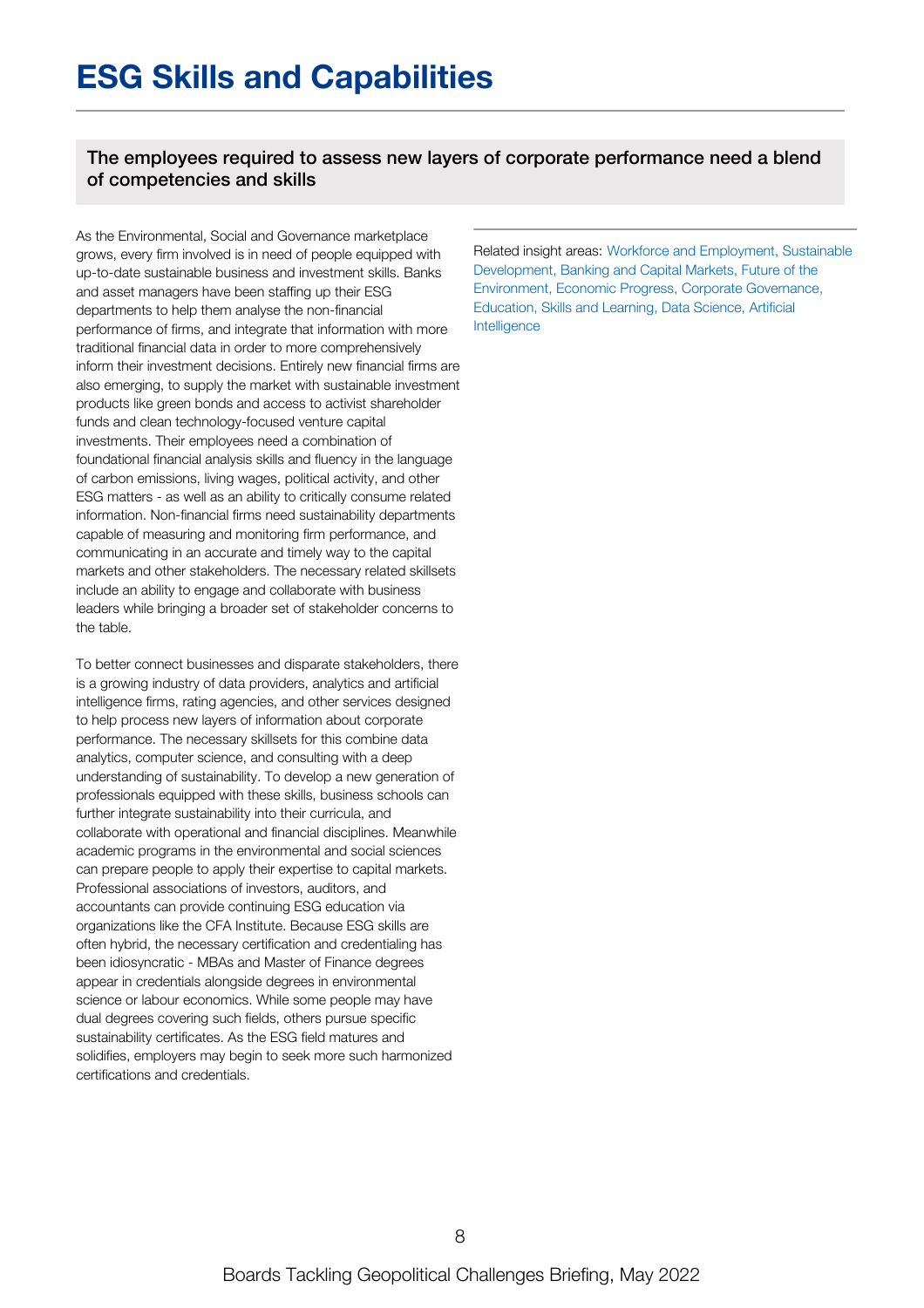# ESG Skills and Capabilities

**The employees required to assess new layers of corporate performance need a blend of competencies and skills**

As the Environmental, Social and Governance marketplace grows, every firm involved is in need of people equipped with up-to-date sustainable business and investment skills. Banks and asset managers have been staffing up their ESG departments to help them analyse the non-financial performance of firms, and integrate that information with more traditional financial data in order to more comprehensively inform their investment decisions. Entirely new financial firms are also emerging, to supply the market with sustainable investment products like green bonds and access to activist shareholder funds and clean technology-focused venture capital investments. Their employees need a combination of foundational financial analysis skills and fluency in the language of carbon emissions, living wages, political activity, and other ESG matters - as well as an ability to critically consume related information. Non-financial firms need sustainability departments capable of measuring and monitoring firm performance, and communicating in an accurate and timely way to the capital markets and other stakeholders. The necessary related skillsets include an ability to engage and collaborate with business leaders while bringing a broader set of stakeholder concerns to the table.

To better connect businesses and disparate stakeholders, there is a growing industry of data providers, analytics and artificial intelligence firms, rating agencies, and other services designed to help process new layers of information about corporate performance. The necessary skillsets for this combine data analytics, computer science, and consulting with a deep understanding of sustainability. To develop a new generation of professionals equipped with these skills, business schools can further integrate sustainability into their curricula, and collaborate with operational and financial disciplines. Meanwhile academic programs in the environmental and social sciences can prepare people to apply their expertise to capital markets. Professional associations of investors, auditors, and accountants can provide continuing ESG education via organizations like the CFA Institute. Because ESG skills are often hybrid, the necessary certification and credentialing has been idiosyncratic - MBAs and Master of Finance degrees appear in credentials alongside degrees in environmental science or labour economics. While some people may have dual degrees covering such fields, others pursue specific sustainability certificates. As the ESG field matures and solidifies, employers may begin to seek more such harmonized certifications and credentials.

Related insight areas: Workforce and Employment, Sustainable Development, Banking and Capital Markets, Future of the Environment, Economic Progress, Corporate Governance, Education, Skills and Learning, Data Science, Artificial Intelligence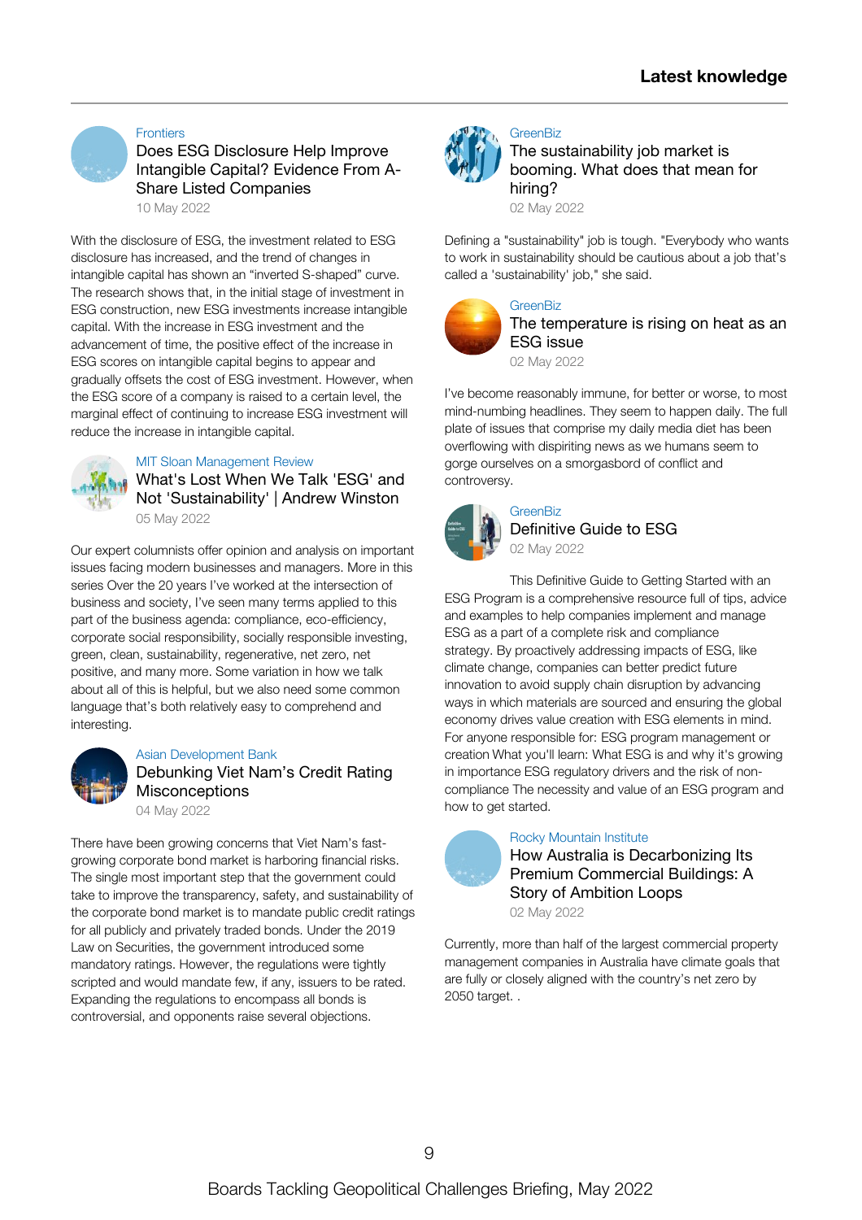## Latest knowledge

Frontiers

### Does ESG Disclosure Help Improve Intangible Capital? Evidence From A-Share Listed Companies

10 May 2022

With the disclosure of ESG, the investment related to ESG disclosure has increased, and the trend of changes in intangible capital has shown an “inverted S-shaped” curve. The research shows that, in the initial stage of investment in ESG construction, new ESG investments increase intangible capital. With the increase in ESG investment and the advancement of time, the positive effect of the increase in ESG scores on intangible capital begins to appear and gradually offsets the cost of ESG investment. However, when the ESG score of a company is raised to a certain level, the marginal effect of continuing to increase ESG investment will reduce the increase in intangible capital.

MIT Sloan Management Review

### What's Lost When We Talk 'ESG' and Not 'Sustainability' | Andrew Winston

05 May 2022

Our expert columnists offer opinion and analysis on important issues facing modern businesses and managers. More in this series Over the 20 years I’ve worked at the intersection of business and society, I’ve seen many terms applied to this part of the business agenda: compliance, eco-efficiency, corporate social responsibility, socially responsible investing, green, clean, sustainability, regenerative, net zero, net positive, and many more. Some variation in how we talk about all of this is helpful, but we also need some common language that’s both relatively easy to comprehend and interesting.

Asian Development Bank

### Debunking Viet Nam’s Credit Rating Misconceptions

04 May 2022

There have been growing concerns that Viet Nam’s fast-growing corporate bond market is harboring financial risks. The single most important step that the government could take to improve the transparency, safety, and sustainability of the corporate bond market is to mandate public credit ratings for all publicly and privately traded bonds. Under the 2019 Law on Securities, the government introduced some mandatory ratings. However, the regulations were tightly scripted and would mandate few, if any, issuers to be rated. Expanding the regulations to encompass all bonds is controversial, and opponents raise several objections.

GreenBiz

### The sustainability job market is booming. What does that mean for hiring?

02 May 2022

Defining a "sustainability" job is tough. "Everybody who wants to work in sustainability should be cautious about a job that's called a 'sustainability' job," she said.

GreenBiz

### The temperature is rising on heat as an ESG issue

02 May 2022

I've become reasonably immune, for better or worse, to most mind-numbing headlines. They seem to happen daily. The full plate of issues that comprise my daily media diet has been overflowing with dispiriting news as we humans seem to gorge ourselves on a smorgasbord of conflict and controversy.

GreenBiz

### Definitive Guide to ESG

02 May 2022

This Definitive Guide to Getting Started with an ESG Program is a comprehensive resource full of tips, advice and examples to help companies implement and manage ESG as a part of a complete risk and compliance strategy. By proactively addressing impacts of ESG, like climate change, companies can better predict future innovation to avoid supply chain disruption by advancing ways in which materials are sourced and ensuring the global economy drives value creation with ESG elements in mind. For anyone responsible for: ESG program management or creation What you'll learn: What ESG is and why it's growing in importance ESG regulatory drivers and the risk of non-compliance The necessity and value of an ESG program and how to get started.

Rocky Mountain Institute

### How Australia is Decarbonizing Its Premium Commercial Buildings: A Story of Ambition Loops

02 May 2022

Currently, more than half of the largest commercial property management companies in Australia have climate goals that are fully or closely aligned with the country’s net zero by 2050 target. .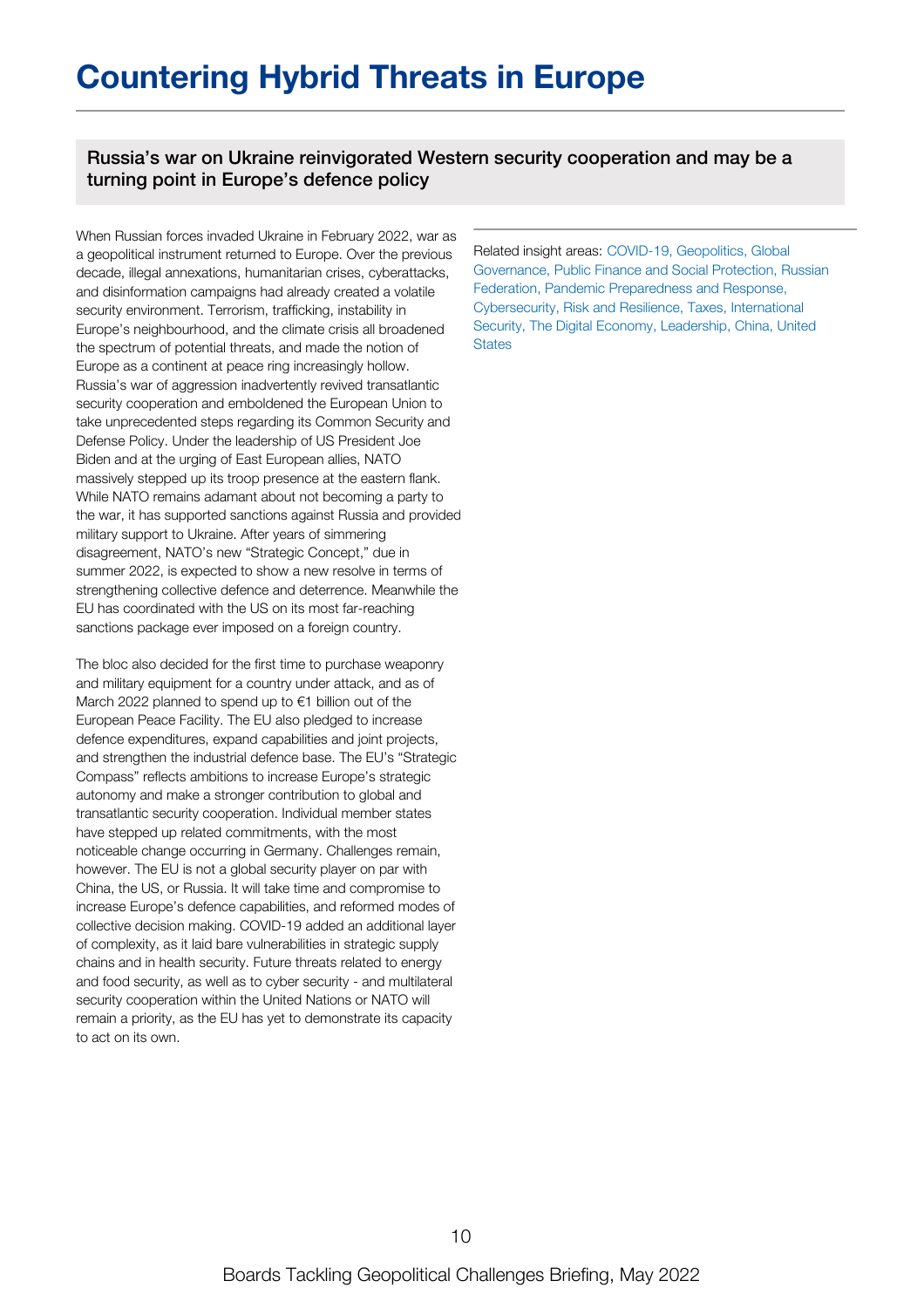# Countering Hybrid Threats in Europe

### Russia's war on Ukraine reinvigorated Western security cooperation and may be a turning point in Europe's defence policy

When Russian forces invaded Ukraine in February 2022, war as a geopolitical instrument returned to Europe. Over the previous decade, illegal annexations, humanitarian crises, cyberattacks, and disinformation campaigns had already created a volatile security environment. Terrorism, trafficking, instability in Europe's neighbourhood, and the climate crisis all broadened the spectrum of potential threats, and made the notion of Europe as a continent at peace ring increasingly hollow. Russia's war of aggression inadvertently revived transatlantic security cooperation and emboldened the European Union to take unprecedented steps regarding its Common Security and Defense Policy. Under the leadership of US President Joe Biden and at the urging of East European allies, NATO massively stepped up its troop presence at the eastern flank. While NATO remains adamant about not becoming a party to the war, it has supported sanctions against Russia and provided military support to Ukraine. After years of simmering disagreement, NATO's new "Strategic Concept," due in summer 2022, is expected to show a new resolve in terms of strengthening collective defence and deterrence. Meanwhile the EU has coordinated with the US on its most far-reaching sanctions package ever imposed on a foreign country.

The bloc also decided for the first time to purchase weaponry and military equipment for a country under attack, and as of March 2022 planned to spend up to €1 billion out of the European Peace Facility. The EU also pledged to increase defence expenditures, expand capabilities and joint projects, and strengthen the industrial defence base. The EU's "Strategic Compass" reflects ambitions to increase Europe's strategic autonomy and make a stronger contribution to global and transatlantic security cooperation. Individual member states have stepped up related commitments, with the most noticeable change occurring in Germany. Challenges remain, however. The EU is not a global security player on par with China, the US, or Russia. It will take time and compromise to increase Europe's defence capabilities, and reformed modes of collective decision making. COVID-19 added an additional layer of complexity, as it laid bare vulnerabilities in strategic supply chains and in health security. Future threats related to energy and food security, as well as to cyber security - and multilateral security cooperation within the United Nations or NATO will remain a priority, as the EU has yet to demonstrate its capacity to act on its own.

Related insight areas: COVID-19, Geopolitics, Global Governance, Public Finance and Social Protection, Russian Federation, Pandemic Preparedness and Response, Cybersecurity, Risk and Resilience, Taxes, International Security, The Digital Economy, Leadership, China, United States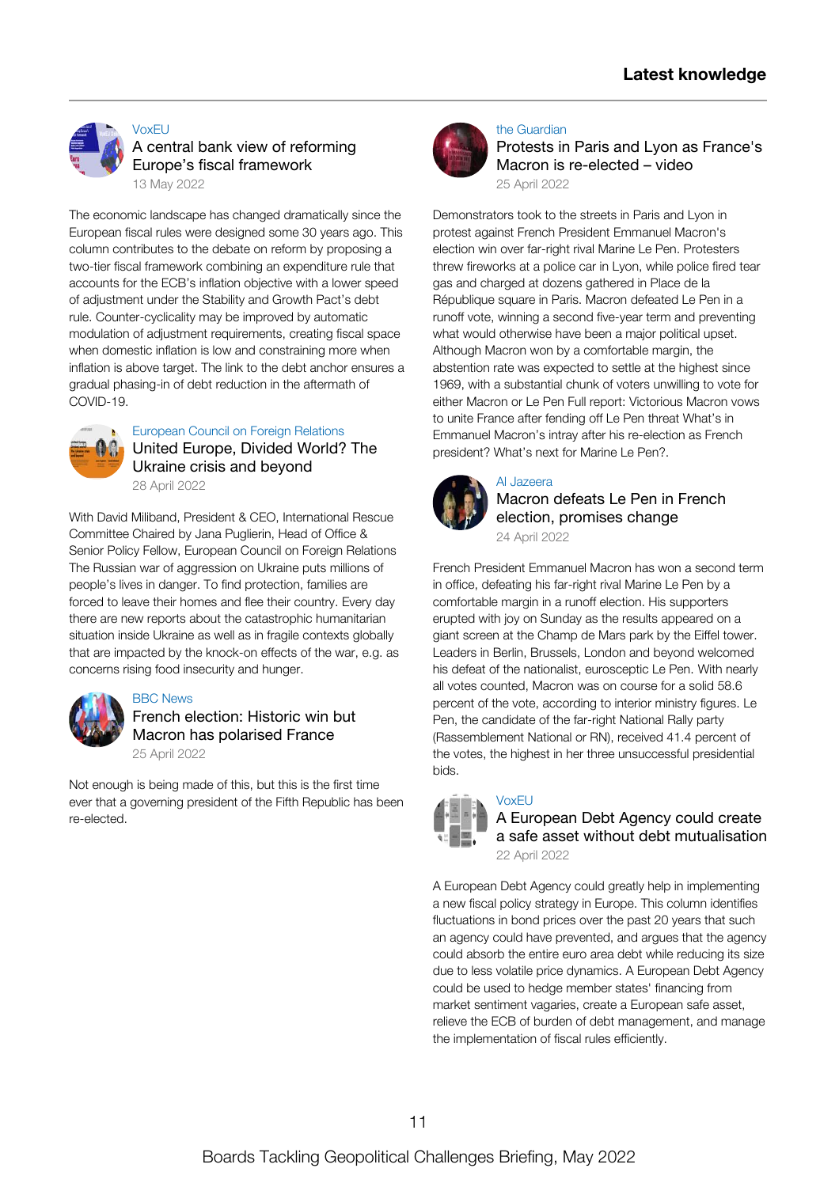## Latest knowledge

VoxEU

### A central bank view of reforming Europe's fiscal framework

13 May 2022

The economic landscape has changed dramatically since the European fiscal rules were designed some 30 years ago. This column contributes to the debate on reform by proposing a two-tier fiscal framework combining an expenditure rule that accounts for the ECB's inflation objective with a lower speed of adjustment under the Stability and Growth Pact's debt rule. Counter-cyclicality may be improved by automatic modulation of adjustment requirements, creating fiscal space when domestic inflation is low and constraining more when inflation is above target. The link to the debt anchor ensures a gradual phasing-in of debt reduction in the aftermath of COVID-19.

European Council on Foreign Relations

### United Europe, Divided World? The Ukraine crisis and beyond

28 April 2022

With David Miliband, President & CEO, International Rescue Committee Chaired by Jana Puglierin, Head of Office & Senior Policy Fellow, European Council on Foreign Relations The Russian war of aggression on Ukraine puts millions of people's lives in danger. To find protection, families are forced to leave their homes and flee their country. Every day there are new reports about the catastrophic humanitarian situation inside Ukraine as well as in fragile contexts globally that are impacted by the knock-on effects of the war, e.g. as concerns rising food insecurity and hunger.

BBC News

### French election: Historic win but Macron has polarised France

25 April 2022

Not enough is being made of this, but this is the first time ever that a governing president of the Fifth Republic has been re-elected.

the Guardian

### Protests in Paris and Lyon as France's Macron is re-elected – video

25 April 2022

Demonstrators took to the streets in Paris and Lyon in protest against French President Emmanuel Macron's election win over far-right rival Marine Le Pen. Protesters threw fireworks at a police car in Lyon, while police fired tear gas and charged at dozens gathered in Place de la République square in Paris. Macron defeated Le Pen in a runoff vote, winning a second five-year term and preventing what would otherwise have been a major political upset. Although Macron won by a comfortable margin, the abstention rate was expected to settle at the highest since 1969, with a substantial chunk of voters unwilling to vote for either Macron or Le Pen Full report: Victorious Macron vows to unite France after fending off Le Pen threat What's in Emmanuel Macron's intray after his re-election as French president? What's next for Marine Le Pen?.

Al Jazeera

### Macron defeats Le Pen in French election, promises change

24 April 2022

French President Emmanuel Macron has won a second term in office, defeating his far-right rival Marine Le Pen by a comfortable margin in a runoff election. His supporters erupted with joy on Sunday as the results appeared on a giant screen at the Champ de Mars park by the Eiffel tower. Leaders in Berlin, Brussels, London and beyond welcomed his defeat of the nationalist, eurosceptic Le Pen. With nearly all votes counted, Macron was on course for a solid 58.6 percent of the vote, according to interior ministry figures. Le Pen, the candidate of the far-right National Rally party (Rassemblement National or RN), received 41.4 percent of the votes, the highest in her three unsuccessful presidential bids.

VoxEU

### A European Debt Agency could create a safe asset without debt mutualisation

22 April 2022

A European Debt Agency could greatly help in implementing a new fiscal policy strategy in Europe. This column identifies fluctuations in bond prices over the past 20 years that such an agency could have prevented, and argues that the agency could absorb the entire euro area debt while reducing its size due to less volatile price dynamics. A European Debt Agency could be used to hedge member states' financing from market sentiment vagaries, create a European safe asset, relieve the ECB of burden of debt management, and manage the implementation of fiscal rules efficiently.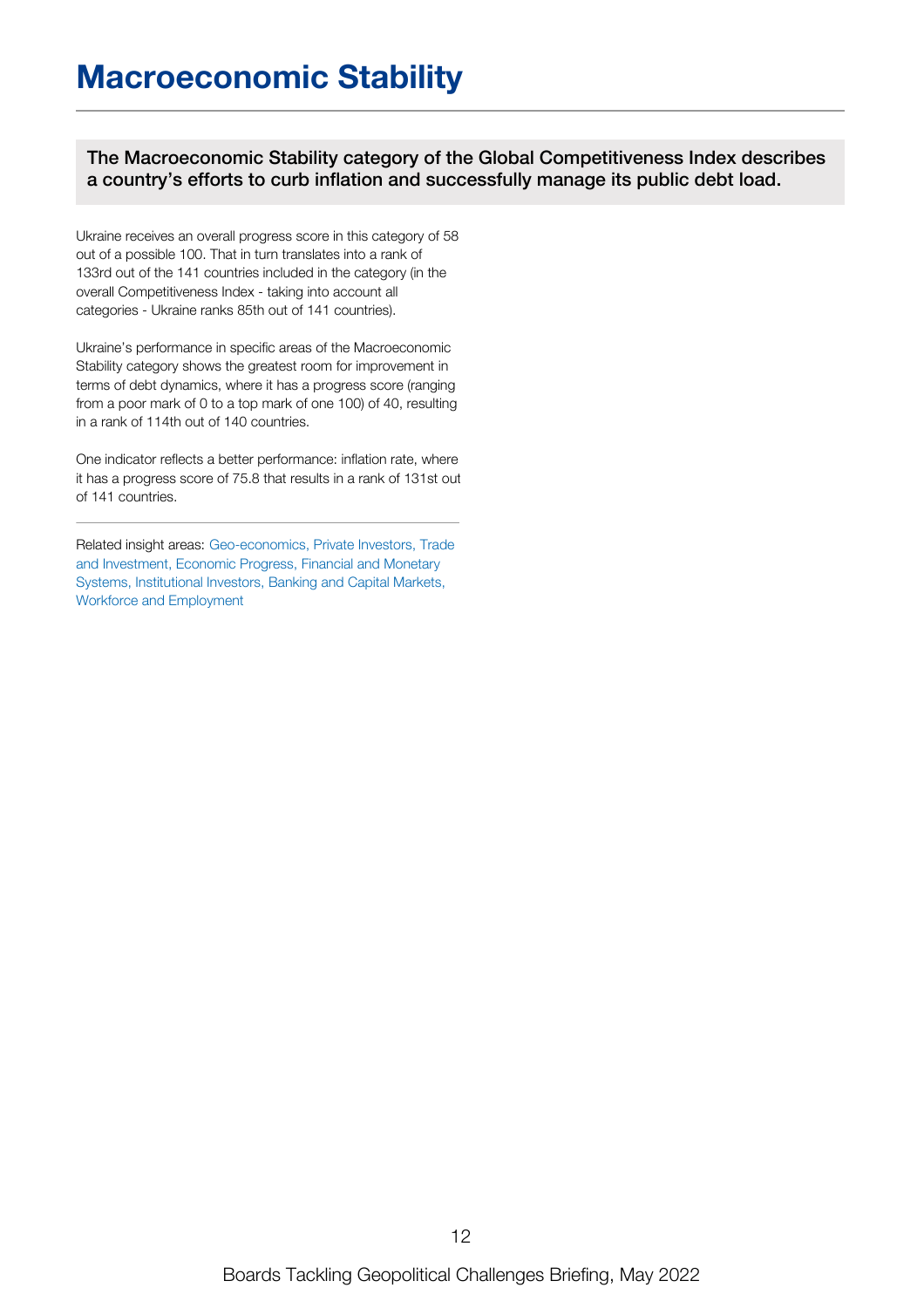# Macroeconomic Stability

**The Macroeconomic Stability category of the Global Competitiveness Index describes a country's efforts to curb inflation and successfully manage its public debt load.**

Ukraine receives an overall progress score in this category of 58 out of a possible 100. That in turn translates into a rank of 133rd out of the 141 countries included in the category (in the overall Competitiveness Index - taking into account all categories - Ukraine ranks 85th out of 141 countries).

Ukraine's performance in specific areas of the Macroeconomic Stability category shows the greatest room for improvement in terms of debt dynamics, where it has a progress score (ranging from a poor mark of 0 to a top mark of one 100) of 40, resulting in a rank of 114th out of 140 countries.

One indicator reflects a better performance: inflation rate, where it has a progress score of 75.8 that results in a rank of 131st out of 141 countries.

---

Related insight areas: Geo-economics, Private Investors, Trade and Investment, Economic Progress, Financial and Monetary Systems, Institutional Investors, Banking and Capital Markets, Workforce and Employment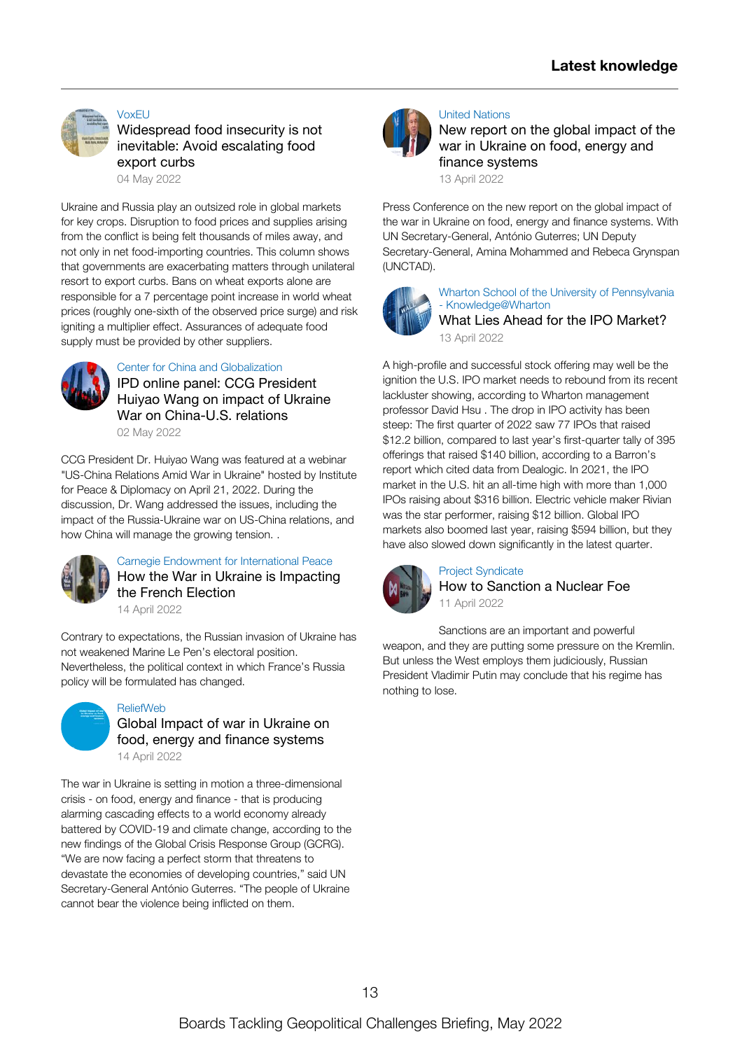## Latest knowledge

VoxEU

### Widespread food insecurity is not inevitable: Avoid escalating food export curbs

04 May 2022

Ukraine and Russia play an outsized role in global markets for key crops. Disruption to food prices and supplies arising from the conflict is being felt thousands of miles away, and not only in net food-importing countries. This column shows that governments are exacerbating matters through unilateral resort to export curbs. Bans on wheat exports alone are responsible for a 7 percentage point increase in world wheat prices (roughly one-sixth of the observed price surge) and risk igniting a multiplier effect. Assurances of adequate food supply must be provided by other suppliers.

Center for China and Globalization

### IPD online panel: CCG President Huiyao Wang on impact of Ukraine War on China-U.S. relations

02 May 2022

CCG President Dr. Huiyao Wang was featured at a webinar "US-China Relations Amid War in Ukraine" hosted by Institute for Peace & Diplomacy on April 21, 2022. During the discussion, Dr. Wang addressed the issues, including the impact of the Russia-Ukraine war on US-China relations, and how China will manage the growing tension. .

Carnegie Endowment for International Peace

### How the War in Ukraine is Impacting the French Election

14 April 2022

Contrary to expectations, the Russian invasion of Ukraine has not weakened Marine Le Pen's electoral position. Nevertheless, the political context in which France's Russia policy will be formulated has changed.

ReliefWeb

### Global Impact of war in Ukraine on food, energy and finance systems

14 April 2022

The war in Ukraine is setting in motion a three-dimensional crisis - on food, energy and finance - that is producing alarming cascading effects to a world economy already battered by COVID-19 and climate change, according to the new findings of the Global Crisis Response Group (GCRG). "We are now facing a perfect storm that threatens to devastate the economies of developing countries," said UN Secretary-General António Guterres. "The people of Ukraine cannot bear the violence being inflicted on them.

United Nations

### New report on the global impact of the war in Ukraine on food, energy and finance systems

13 April 2022

Press Conference on the new report on the global impact of the war in Ukraine on food, energy and finance systems. With UN Secretary-General, António Guterres; UN Deputy Secretary-General, Amina Mohammed and Rebeca Grynspan (UNCTAD).

Wharton School of the University of Pennsylvania - Knowledge@Wharton

### What Lies Ahead for the IPO Market?

13 April 2022

A high-profile and successful stock offering may well be the ignition the U.S. IPO market needs to rebound from its recent lackluster showing, according to Wharton management professor David Hsu . The drop in IPO activity has been steep: The first quarter of 2022 saw 77 IPOs that raised $12.2 billion, compared to last year's first-quarter tally of 395 offerings that raised $140 billion, according to a Barron's report which cited data from Dealogic. In 2021, the IPO market in the U.S. hit an all-time high with more than 1,000 IPOs raising about $316 billion. Electric vehicle maker Rivian was the star performer, raising $12 billion. Global IPO markets also boomed last year, raising $594 billion, but they have also slowed down significantly in the latest quarter.

Project Syndicate

### How to Sanction a Nuclear Foe

11 April 2022

Sanctions are an important and powerful weapon, and they are putting some pressure on the Kremlin. But unless the West employs them judiciously, Russian President Vladimir Putin may conclude that his regime has nothing to lose.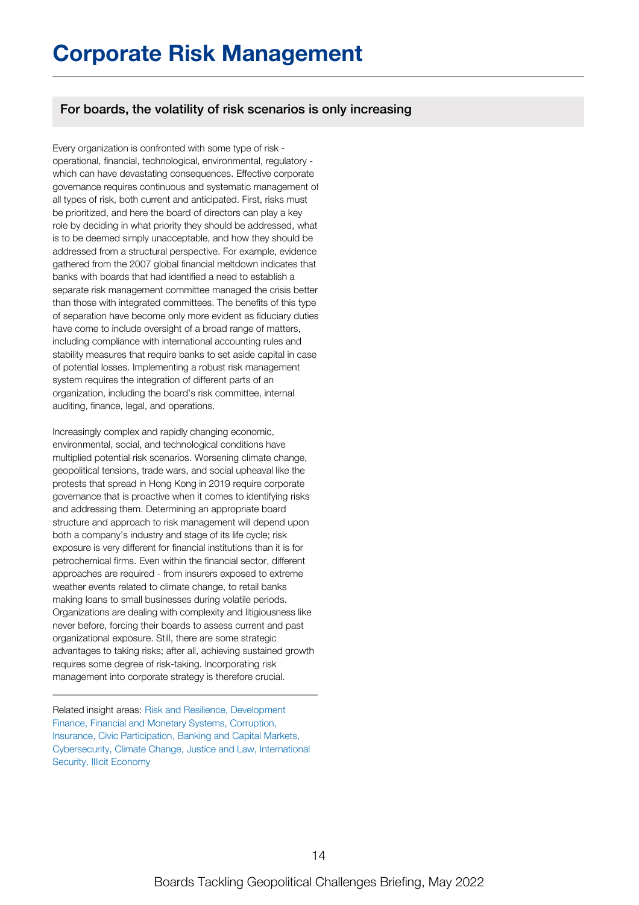# Corporate Risk Management

## For boards, the volatility of risk scenarios is only increasing

Every organization is confronted with some type of risk - operational, financial, technological, environmental, regulatory - which can have devastating consequences. Effective corporate governance requires continuous and systematic management of all types of risk, both current and anticipated. First, risks must be prioritized, and here the board of directors can play a key role by deciding in what priority they should be addressed, what is to be deemed simply unacceptable, and how they should be addressed from a structural perspective. For example, evidence gathered from the 2007 global financial meltdown indicates that banks with boards that had identified a need to establish a separate risk management committee managed the crisis better than those with integrated committees. The benefits of this type of separation have become only more evident as fiduciary duties have come to include oversight of a broad range of matters, including compliance with international accounting rules and stability measures that require banks to set aside capital in case of potential losses. Implementing a robust risk management system requires the integration of different parts of an organization, including the board's risk committee, internal auditing, finance, legal, and operations.

Increasingly complex and rapidly changing economic, environmental, social, and technological conditions have multiplied potential risk scenarios. Worsening climate change, geopolitical tensions, trade wars, and social upheaval like the protests that spread in Hong Kong in 2019 require corporate governance that is proactive when it comes to identifying risks and addressing them. Determining an appropriate board structure and approach to risk management will depend upon both a company's industry and stage of its life cycle; risk exposure is very different for financial institutions than it is for petrochemical firms. Even within the financial sector, different approaches are required - from insurers exposed to extreme weather events related to climate change, to retail banks making loans to small businesses during volatile periods. Organizations are dealing with complexity and litigiousness like never before, forcing their boards to assess current and past organizational exposure. Still, there are some strategic advantages to taking risks; after all, achieving sustained growth requires some degree of risk-taking. Incorporating risk management into corporate strategy is therefore crucial.

---

Related insight areas: Risk and Resilience, Development Finance, Financial and Monetary Systems, Corruption, Insurance, Civic Participation, Banking and Capital Markets, Cybersecurity, Climate Change, Justice and Law, International Security, Illicit Economy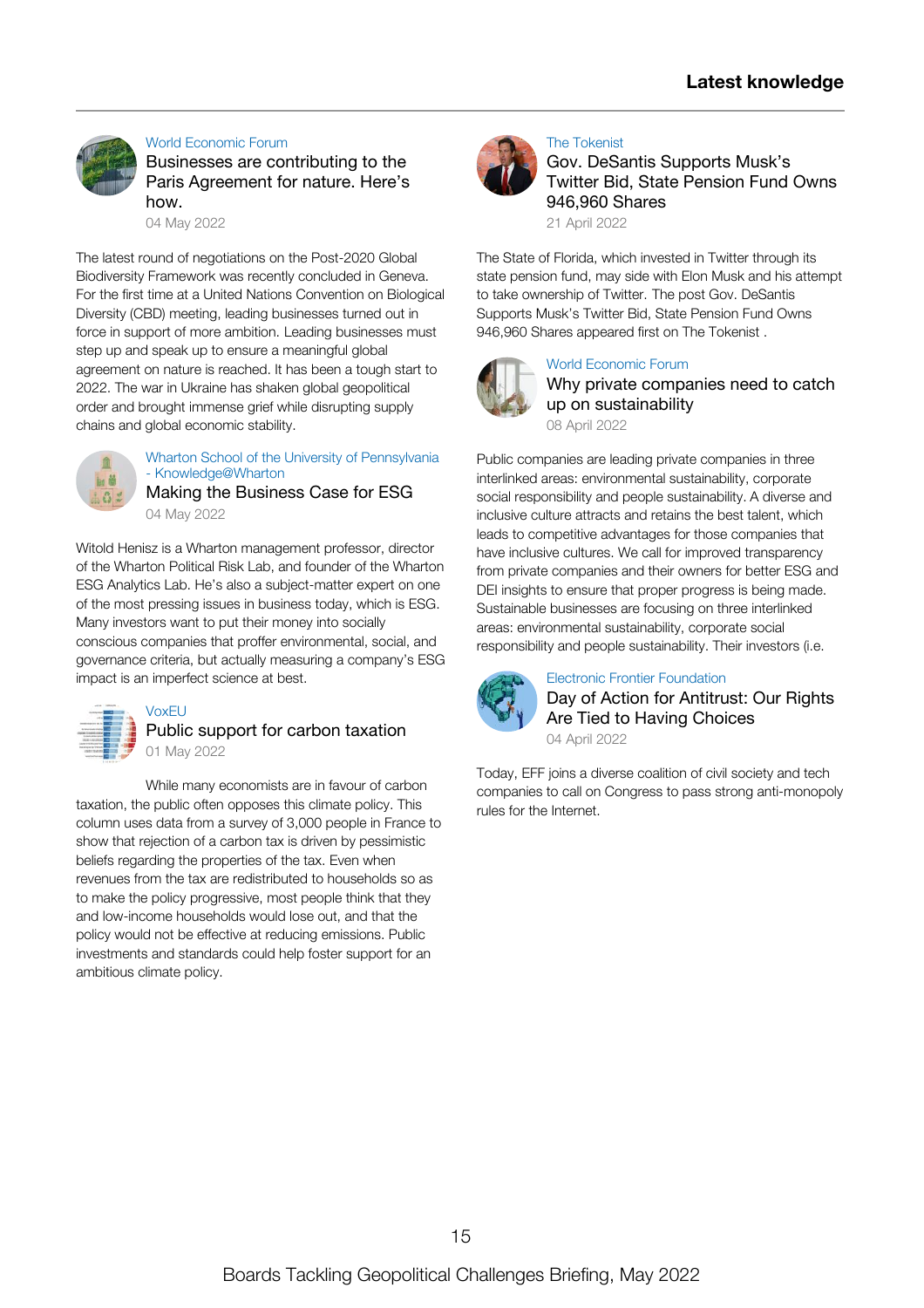## Latest knowledge

World Economic Forum

### Businesses are contributing to the Paris Agreement for nature. Here's how.

04 May 2022

The latest round of negotiations on the Post-2020 Global Biodiversity Framework was recently concluded in Geneva. For the first time at a United Nations Convention on Biological Diversity (CBD) meeting, leading businesses turned out in force in support of more ambition. Leading businesses must step up and speak up to ensure a meaningful global agreement on nature is reached. It has been a tough start to 2022. The war in Ukraine has shaken global geopolitical order and brought immense grief while disrupting supply chains and global economic stability.

Wharton School of the University of Pennsylvania - Knowledge@Wharton

### Making the Business Case for ESG

04 May 2022

Witold Henisz is a Wharton management professor, director of the Wharton Political Risk Lab, and founder of the Wharton ESG Analytics Lab. He's also a subject-matter expert on one of the most pressing issues in business today, which is ESG. Many investors want to put their money into socially conscious companies that proffer environmental, social, and governance criteria, but actually measuring a company's ESG impact is an imperfect science at best.

VoxEU

### Public support for carbon taxation

01 May 2022

While many economists are in favour of carbon taxation, the public often opposes this climate policy. This column uses data from a survey of 3,000 people in France to show that rejection of a carbon tax is driven by pessimistic beliefs regarding the properties of the tax. Even when revenues from the tax are redistributed to households so as to make the policy progressive, most people think that they and low-income households would lose out, and that the policy would not be effective at reducing emissions. Public investments and standards could help foster support for an ambitious climate policy.

The Tokenist

### Gov. DeSantis Supports Musk's Twitter Bid, State Pension Fund Owns 946,960 Shares

21 April 2022

The State of Florida, which invested in Twitter through its state pension fund, may side with Elon Musk and his attempt to take ownership of Twitter. The post Gov. DeSantis Supports Musk's Twitter Bid, State Pension Fund Owns 946,960 Shares appeared first on The Tokenist .

World Economic Forum

### Why private companies need to catch up on sustainability

08 April 2022

Public companies are leading private companies in three interlinked areas: environmental sustainability, corporate social responsibility and people sustainability. A diverse and inclusive culture attracts and retains the best talent, which leads to competitive advantages for those companies that have inclusive cultures. We call for improved transparency from private companies and their owners for better ESG and DEI insights to ensure that proper progress is being made. Sustainable businesses are focusing on three interlinked areas: environmental sustainability, corporate social responsibility and people sustainability. Their investors (i.e.

Electronic Frontier Foundation

### Day of Action for Antitrust: Our Rights Are Tied to Having Choices

04 April 2022

Today, EFF joins a diverse coalition of civil society and tech companies to call on Congress to pass strong anti-monopoly rules for the Internet.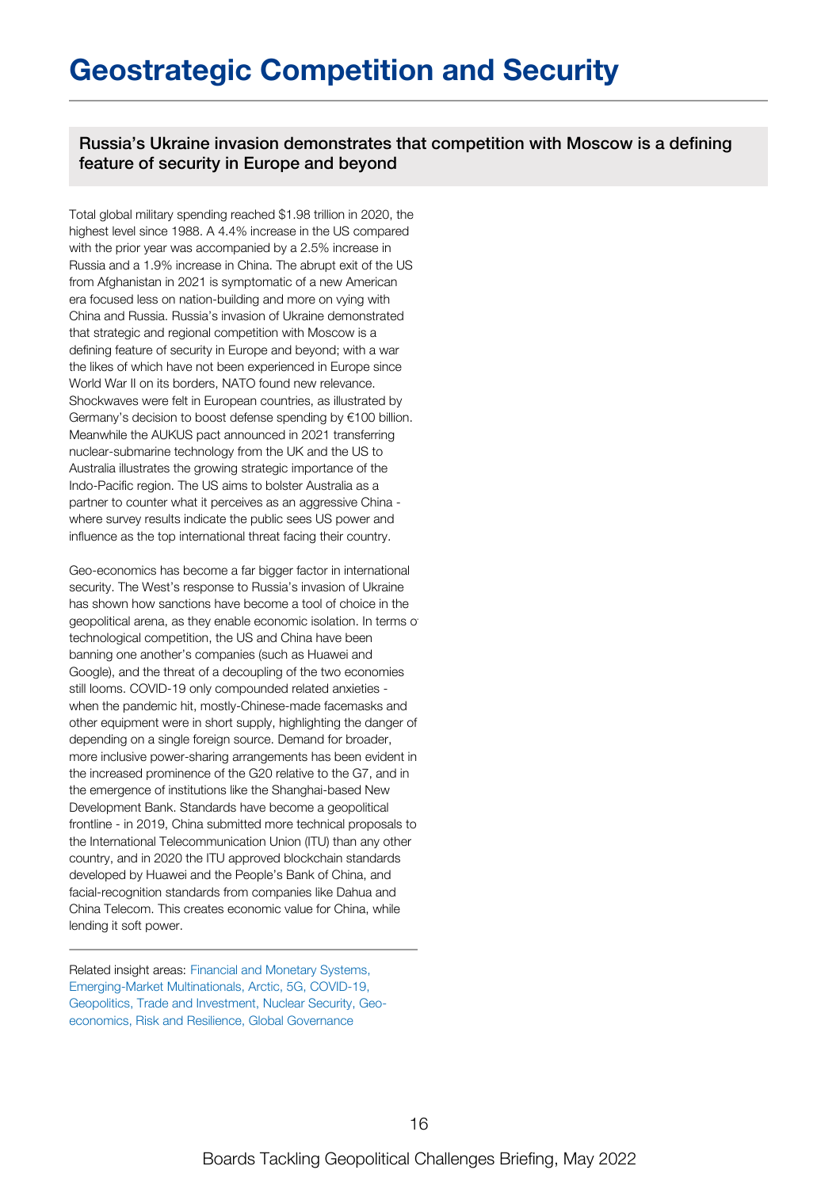# Geostrategic Competition and Security

## Russia's Ukraine invasion demonstrates that competition with Moscow is a defining feature of security in Europe and beyond

Total global military spending reached $1.98 trillion in 2020, the highest level since 1988. A 4.4% increase in the US compared with the prior year was accompanied by a 2.5% increase in Russia and a 1.9% increase in China. The abrupt exit of the US from Afghanistan in 2021 is symptomatic of a new American era focused less on nation-building and more on vying with China and Russia. Russia's invasion of Ukraine demonstrated that strategic and regional competition with Moscow is a defining feature of security in Europe and beyond; with a war the likes of which have not been experienced in Europe since World War II on its borders, NATO found new relevance. Shockwaves were felt in European countries, as illustrated by Germany's decision to boost defense spending by €100 billion. Meanwhile the AUKUS pact announced in 2021 transferring nuclear-submarine technology from the UK and the US to Australia illustrates the growing strategic importance of the Indo-Pacific region. The US aims to bolster Australia as a partner to counter what it perceives as an aggressive China - where survey results indicate the public sees US power and influence as the top international threat facing their country.

Geo-economics has become a far bigger factor in international security. The West's response to Russia's invasion of Ukraine has shown how sanctions have become a tool of choice in the geopolitical arena, as they enable economic isolation. In terms of technological competition, the US and China have been banning one another's companies (such as Huawei and Google), and the threat of a decoupling of the two economies still looms. COVID-19 only compounded related anxieties - when the pandemic hit, mostly-Chinese-made facemasks and other equipment were in short supply, highlighting the danger of depending on a single foreign source. Demand for broader, more inclusive power-sharing arrangements has been evident in the increased prominence of the G20 relative to the G7, and in the emergence of institutions like the Shanghai-based New Development Bank. Standards have become a geopolitical frontline - in 2019, China submitted more technical proposals to the International Telecommunication Union (ITU) than any other country, and in 2020 the ITU approved blockchain standards developed by Huawei and the People's Bank of China, and facial-recognition standards from companies like Dahua and China Telecom. This creates economic value for China, while lending it soft power.

---

Related insight areas: Financial and Monetary Systems, Emerging-Market Multinationals, Arctic, 5G, COVID-19, Geopolitics, Trade and Investment, Nuclear Security, Geo-economics, Risk and Resilience, Global Governance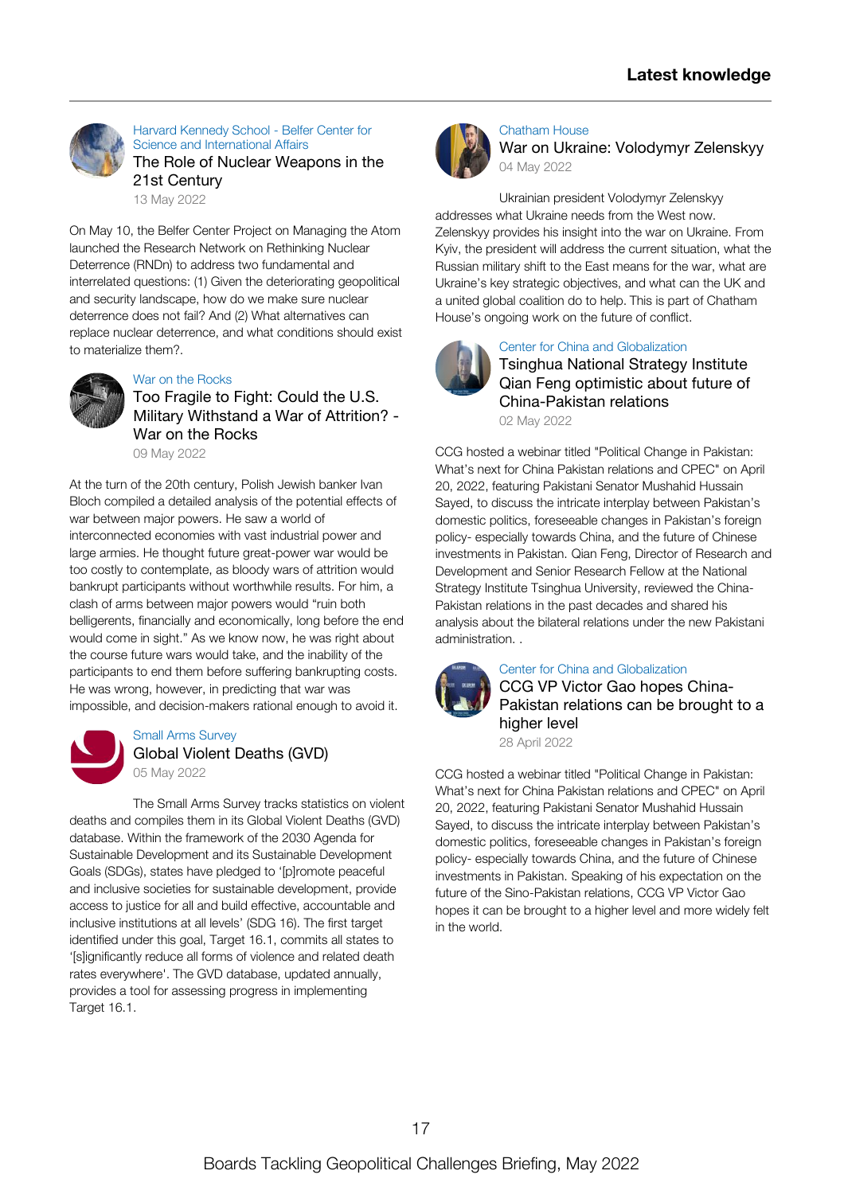## Latest knowledge

Harvard Kennedy School - Belfer Center for Science and International Affairs

### The Role of Nuclear Weapons in the 21st Century

13 May 2022

On May 10, the Belfer Center Project on Managing the Atom launched the Research Network on Rethinking Nuclear Deterrence (RNDn) to address two fundamental and interrelated questions: (1) Given the deteriorating geopolitical and security landscape, how do we make sure nuclear deterrence does not fail? And (2) What alternatives can replace nuclear deterrence, and what conditions should exist to materialize them?.

War on the Rocks

### Too Fragile to Fight: Could the U.S. Military Withstand a War of Attrition? - War on the Rocks

09 May 2022

At the turn of the 20th century, Polish Jewish banker Ivan Bloch compiled a detailed analysis of the potential effects of war between major powers. He saw a world of interconnected economies with vast industrial power and large armies. He thought future great-power war would be too costly to contemplate, as bloody wars of attrition would bankrupt participants without worthwhile results. For him, a clash of arms between major powers would "ruin both belligerents, financially and economically, long before the end would come in sight." As we know now, he was right about the course future wars would take, and the inability of the participants to end them before suffering bankrupting costs. He was wrong, however, in predicting that war was impossible, and decision-makers rational enough to avoid it.

Small Arms Survey

### Global Violent Deaths (GVD)

05 May 2022

The Small Arms Survey tracks statistics on violent deaths and compiles them in its Global Violent Deaths (GVD) database. Within the framework of the 2030 Agenda for Sustainable Development and its Sustainable Development Goals (SDGs), states have pledged to '[p]romote peaceful and inclusive societies for sustainable development, provide access to justice for all and build effective, accountable and inclusive institutions at all levels' (SDG 16). The first target identified under this goal, Target 16.1, commits all states to '[s]ignificantly reduce all forms of violence and related death rates everywhere'. The GVD database, updated annually, provides a tool for assessing progress in implementing Target 16.1.

Chatham House

### War on Ukraine: Volodymyr Zelenskyy

04 May 2022

Ukrainian president Volodymyr Zelenskyy addresses what Ukraine needs from the West now. Zelenskyy provides his insight into the war on Ukraine. From Kyiv, the president will address the current situation, what the Russian military shift to the East means for the war, what are Ukraine's key strategic objectives, and what can the UK and a united global coalition do to help. This is part of Chatham House's ongoing work on the future of conflict.

Center for China and Globalization

### Tsinghua National Strategy Institute Qian Feng optimistic about future of China-Pakistan relations

02 May 2022

CCG hosted a webinar titled "Political Change in Pakistan: What's next for China Pakistan relations and CPEC" on April 20, 2022, featuring Pakistani Senator Mushahid Hussain Sayed, to discuss the intricate interplay between Pakistan's domestic politics, foreseeable changes in Pakistan's foreign policy- especially towards China, and the future of Chinese investments in Pakistan. Qian Feng, Director of Research and Development and Senior Research Fellow at the National Strategy Institute Tsinghua University, reviewed the China-Pakistan relations in the past decades and shared his analysis about the bilateral relations under the new Pakistani administration. .

Center for China and Globalization

### CCG VP Victor Gao hopes China-Pakistan relations can be brought to a higher level

28 April 2022

CCG hosted a webinar titled "Political Change in Pakistan: What's next for China Pakistan relations and CPEC" on April 20, 2022, featuring Pakistani Senator Mushahid Hussain Sayed, to discuss the intricate interplay between Pakistan's domestic politics, foreseeable changes in Pakistan's foreign policy- especially towards China, and the future of Chinese investments in Pakistan. Speaking of his expectation on the future of the Sino-Pakistan relations, CCG VP Victor Gao hopes it can be brought to a higher level and more widely felt in the world.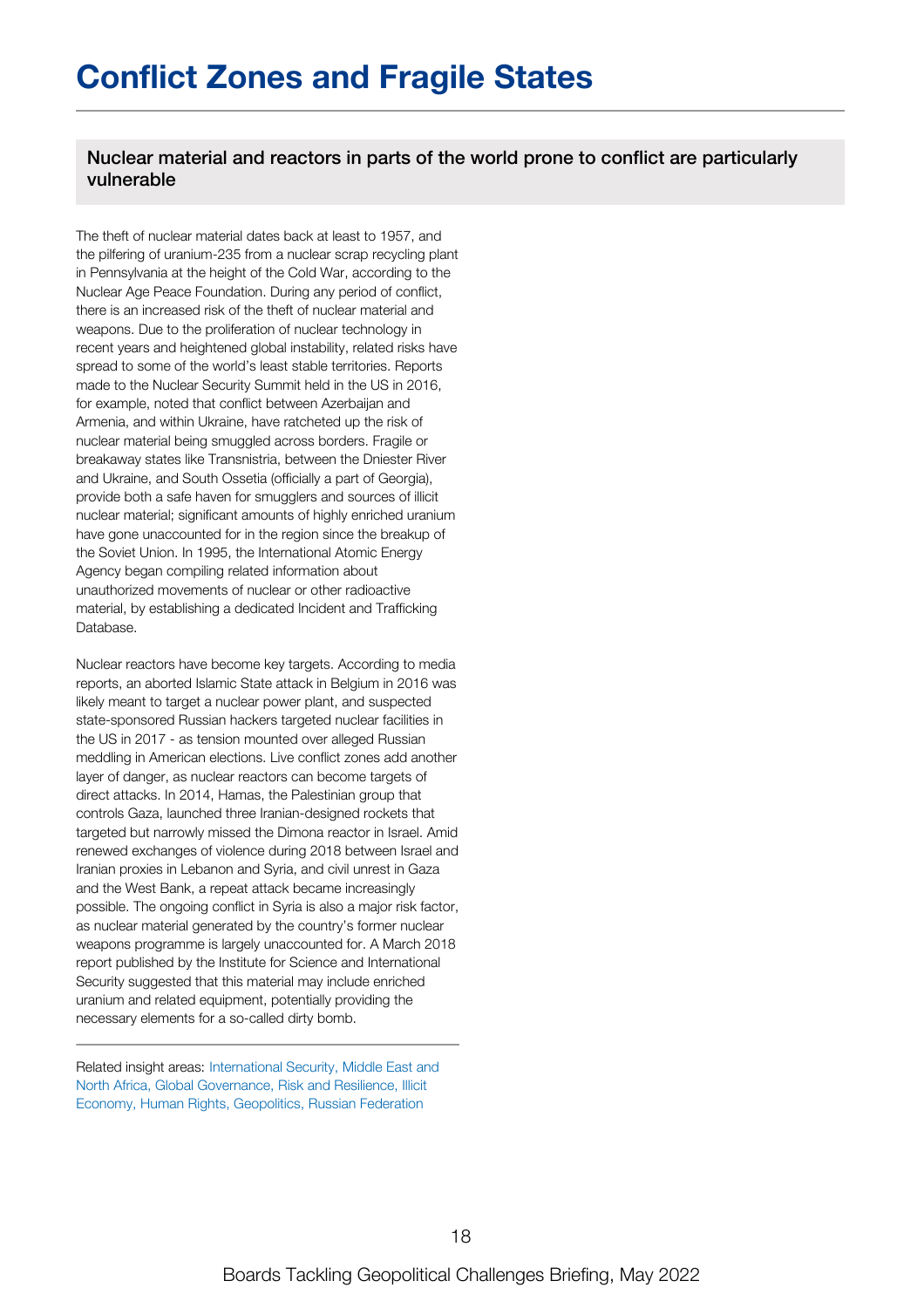# Conflict Zones and Fragile States

## Nuclear material and reactors in parts of the world prone to conflict are particularly vulnerable

The theft of nuclear material dates back at least to 1957, and the pilfering of uranium-235 from a nuclear scrap recycling plant in Pennsylvania at the height of the Cold War, according to the Nuclear Age Peace Foundation. During any period of conflict, there is an increased risk of the theft of nuclear material and weapons. Due to the proliferation of nuclear technology in recent years and heightened global instability, related risks have spread to some of the world's least stable territories. Reports made to the Nuclear Security Summit held in the US in 2016, for example, noted that conflict between Azerbaijan and Armenia, and within Ukraine, have ratcheted up the risk of nuclear material being smuggled across borders. Fragile or breakaway states like Transnistria, between the Dniester River and Ukraine, and South Ossetia (officially a part of Georgia), provide both a safe haven for smugglers and sources of illicit nuclear material; significant amounts of highly enriched uranium have gone unaccounted for in the region since the breakup of the Soviet Union. In 1995, the International Atomic Energy Agency began compiling related information about unauthorized movements of nuclear or other radioactive material, by establishing a dedicated Incident and Trafficking Database.

Nuclear reactors have become key targets. According to media reports, an aborted Islamic State attack in Belgium in 2016 was likely meant to target a nuclear power plant, and suspected state-sponsored Russian hackers targeted nuclear facilities in the US in 2017 - as tension mounted over alleged Russian meddling in American elections. Live conflict zones add another layer of danger, as nuclear reactors can become targets of direct attacks. In 2014, Hamas, the Palestinian group that controls Gaza, launched three Iranian-designed rockets that targeted but narrowly missed the Dimona reactor in Israel. Amid renewed exchanges of violence during 2018 between Israel and Iranian proxies in Lebanon and Syria, and civil unrest in Gaza and the West Bank, a repeat attack became increasingly possible. The ongoing conflict in Syria is also a major risk factor, as nuclear material generated by the country's former nuclear weapons programme is largely unaccounted for. A March 2018 report published by the Institute for Science and International Security suggested that this material may include enriched uranium and related equipment, potentially providing the necessary elements for a so-called dirty bomb.

---

Related insight areas: International Security, Middle East and North Africa, Global Governance, Risk and Resilience, Illicit Economy, Human Rights, Geopolitics, Russian Federation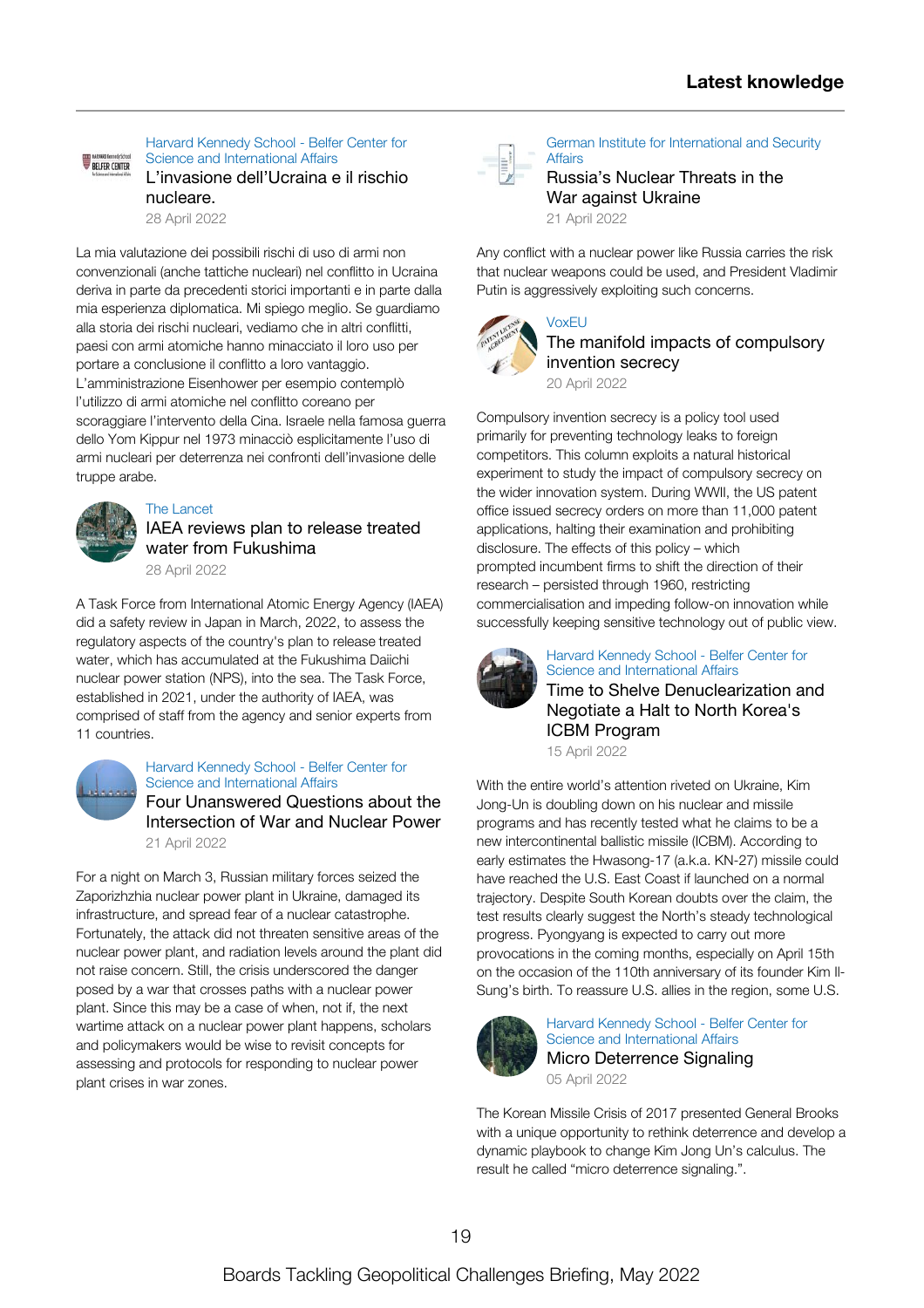# Latest knowledge

Harvard Kennedy School - Belfer Center for Science and International Affairs

### L'invasione dell'Ucraina e il rischio nucleare.

28 April 2022

La mia valutazione dei possibili rischi di uso di armi non convenzionali (anche tattiche nucleari) nel conflitto in Ucraina deriva in parte da precedenti storici importanti e in parte dalla mia esperienza diplomatica. Mi spiego meglio. Se guardiamo alla storia dei rischi nucleari, vediamo che in altri conflitti, paesi con armi atomiche hanno minacciato il loro uso per portare a conclusione il conflitto a loro vantaggio. L'amministrazione Eisenhower per esempio contemplò l'utilizzo di armi atomiche nel conflitto coreano per scoraggiare l'intervento della Cina. Israele nella famosa guerra dello Yom Kippur nel 1973 minacciò esplicitamente l'uso di armi nucleari per deterrenza nei confronti dell'invasione delle truppe arabe.

The Lancet

### IAEA reviews plan to release treated water from Fukushima

28 April 2022

A Task Force from International Atomic Energy Agency (IAEA) did a safety review in Japan in March, 2022, to assess the regulatory aspects of the country's plan to release treated water, which has accumulated at the Fukushima Daiichi nuclear power station (NPS), into the sea. The Task Force, established in 2021, under the authority of IAEA, was comprised of staff from the agency and senior experts from 11 countries.

Harvard Kennedy School - Belfer Center for Science and International Affairs

### Four Unanswered Questions about the Intersection of War and Nuclear Power

21 April 2022

For a night on March 3, Russian military forces seized the Zaporizhzhia nuclear power plant in Ukraine, damaged its infrastructure, and spread fear of a nuclear catastrophe. Fortunately, the attack did not threaten sensitive areas of the nuclear power plant, and radiation levels around the plant did not raise concern. Still, the crisis underscored the danger posed by a war that crosses paths with a nuclear power plant. Since this may be a case of when, not if, the next wartime attack on a nuclear power plant happens, scholars and policymakers would be wise to revisit concepts for assessing and protocols for responding to nuclear power plant crises in war zones.

German Institute for International and Security Affairs

### Russia's Nuclear Threats in the War against Ukraine

21 April 2022

Any conflict with a nuclear power like Russia carries the risk that nuclear weapons could be used, and President Vladimir Putin is aggressively exploiting such concerns.

VoxEU

### The manifold impacts of compulsory invention secrecy

20 April 2022

Compulsory invention secrecy is a policy tool used primarily for preventing technology leaks to foreign competitors. This column exploits a natural historical experiment to study the impact of compulsory secrecy on the wider innovation system. During WWII, the US patent office issued secrecy orders on more than 11,000 patent applications, halting their examination and prohibiting disclosure. The effects of this policy – which prompted incumbent firms to shift the direction of their research – persisted through 1960, restricting commercialisation and impeding follow-on innovation while successfully keeping sensitive technology out of public view.

Harvard Kennedy School - Belfer Center for Science and International Affairs

### Time to Shelve Denuclearization and Negotiate a Halt to North Korea's ICBM Program

15 April 2022

With the entire world's attention riveted on Ukraine, Kim Jong-Un is doubling down on his nuclear and missile programs and has recently tested what he claims to be a new intercontinental ballistic missile (ICBM). According to early estimates the Hwasong-17 (a.k.a. KN-27) missile could have reached the U.S. East Coast if launched on a normal trajectory. Despite South Korean doubts over the claim, the test results clearly suggest the North's steady technological progress. Pyongyang is expected to carry out more provocations in the coming months, especially on April 15th on the occasion of the 110th anniversary of its founder Kim Il-Sung's birth. To reassure U.S. allies in the region, some U.S.

Harvard Kennedy School - Belfer Center for Science and International Affairs

### Micro Deterrence Signaling

05 April 2022

The Korean Missile Crisis of 2017 presented General Brooks with a unique opportunity to rethink deterrence and develop a dynamic playbook to change Kim Jong Un's calculus. The result he called "micro deterrence signaling.".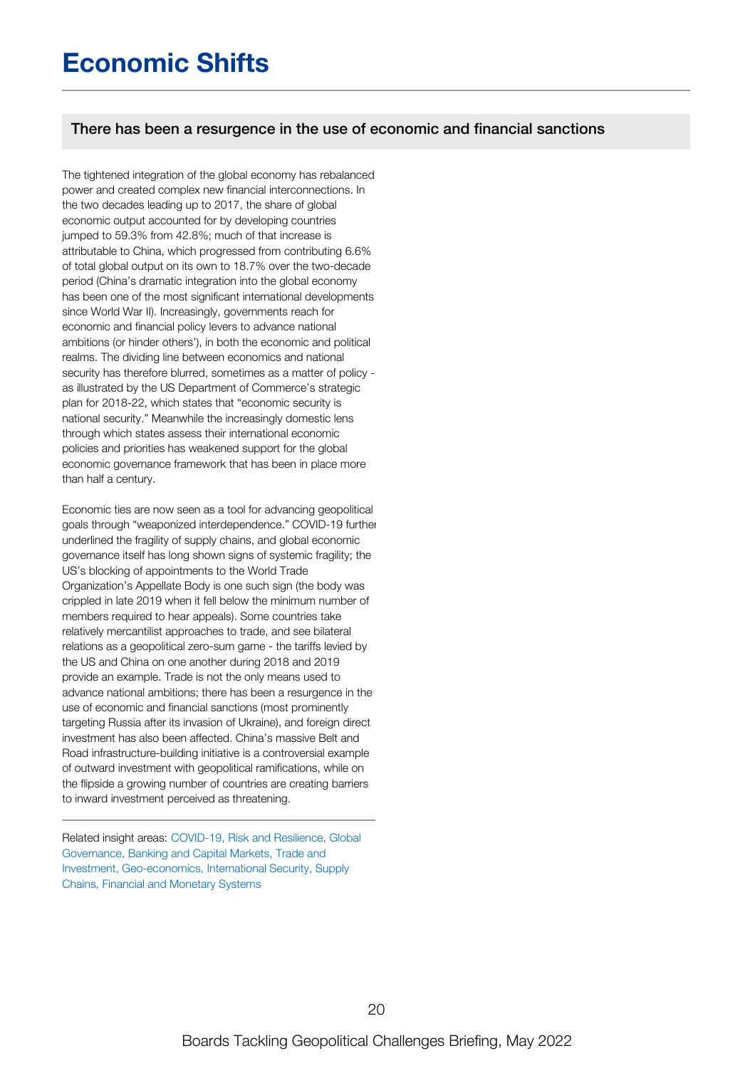# Economic Shifts

## There has been a resurgence in the use of economic and financial sanctions

The tightened integration of the global economy has rebalanced power and created complex new financial interconnections. In the two decades leading up to 2017, the share of global economic output accounted for by developing countries jumped to 59.3% from 42.8%; much of that increase is attributable to China, which progressed from contributing 6.6% of total global output on its own to 18.7% over the two-decade period (China's dramatic integration into the global economy has been one of the most significant international developments since World War II). Increasingly, governments reach for economic and financial policy levers to advance national ambitions (or hinder others'), in both the economic and political realms. The dividing line between economics and national security has therefore blurred, sometimes as a matter of policy - as illustrated by the US Department of Commerce's strategic plan for 2018-22, which states that "economic security is national security." Meanwhile the increasingly domestic lens through which states assess their international economic policies and priorities has weakened support for the global economic governance framework that has been in place more than half a century.

Economic ties are now seen as a tool for advancing geopolitical goals through "weaponized interdependence." COVID-19 further underlined the fragility of supply chains, and global economic governance itself has long shown signs of systemic fragility; the US's blocking of appointments to the World Trade Organization's Appellate Body is one such sign (the body was crippled in late 2019 when it fell below the minimum number of members required to hear appeals). Some countries take relatively mercantilist approaches to trade, and see bilateral relations as a geopolitical zero-sum game - the tariffs levied by the US and China on one another during 2018 and 2019 provide an example. Trade is not the only means used to advance national ambitions; there has been a resurgence in the use of economic and financial sanctions (most prominently targeting Russia after its invasion of Ukraine), and foreign direct investment has also been affected. China's massive Belt and Road infrastructure-building initiative is a controversial example of outward investment with geopolitical ramifications, while on the flipside a growing number of countries are creating barriers to inward investment perceived as threatening.

---

Related insight areas: COVID-19, Risk and Resilience, Global Governance, Banking and Capital Markets, Trade and Investment, Geo-economics, International Security, Supply Chains, Financial and Monetary Systems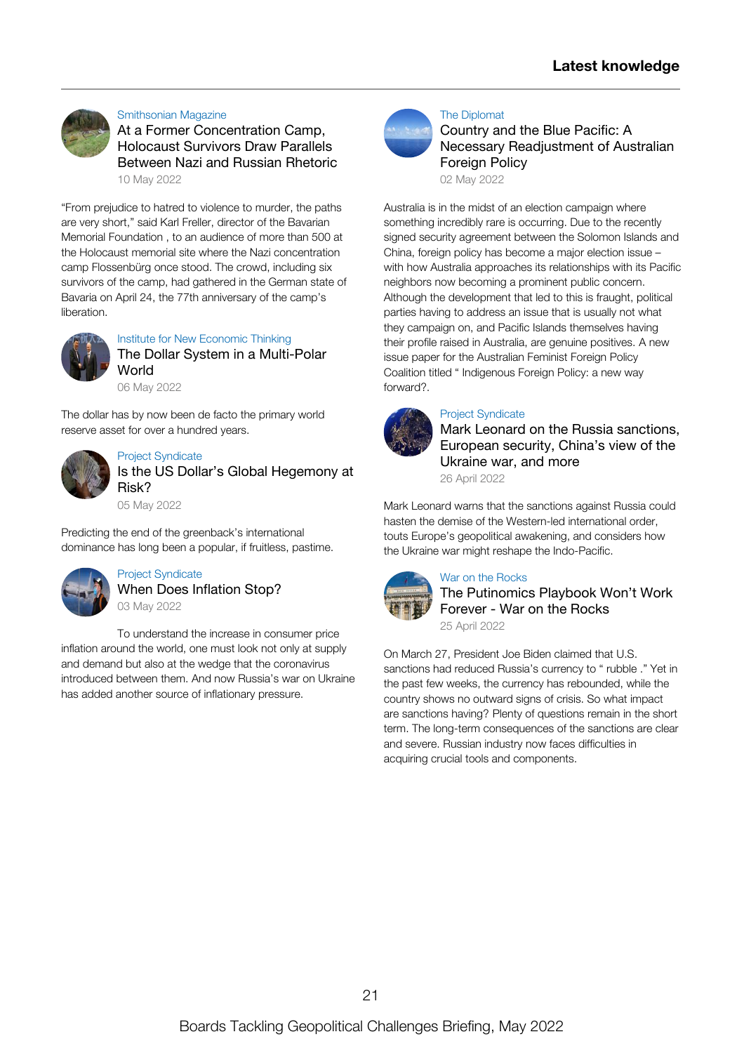## Latest knowledge

Smithsonian Magazine

### At a Former Concentration Camp, Holocaust Survivors Draw Parallels Between Nazi and Russian Rhetoric

10 May 2022

"From prejudice to hatred to violence to murder, the paths are very short," said Karl Freller, director of the Bavarian Memorial Foundation , to an audience of more than 500 at the Holocaust memorial site where the Nazi concentration camp Flossenbürg once stood. The crowd, including six survivors of the camp, had gathered in the German state of Bavaria on April 24, the 77th anniversary of the camp's liberation.

Institute for New Economic Thinking

### The Dollar System in a Multi-Polar World

06 May 2022

The dollar has by now been de facto the primary world reserve asset for over a hundred years.

Project Syndicate

### Is the US Dollar's Global Hegemony at Risk?

05 May 2022

Predicting the end of the greenback's international dominance has long been a popular, if fruitless, pastime.

Project Syndicate

### When Does Inflation Stop?

03 May 2022

To understand the increase in consumer price inflation around the world, one must look not only at supply and demand but also at the wedge that the coronavirus introduced between them. And now Russia's war on Ukraine has added another source of inflationary pressure.

The Diplomat

### Country and the Blue Pacific: A Necessary Readjustment of Australian Foreign Policy

02 May 2022

Australia is in the midst of an election campaign where something incredibly rare is occurring. Due to the recently signed security agreement between the Solomon Islands and China, foreign policy has become a major election issue – with how Australia approaches its relationships with its Pacific neighbors now becoming a prominent public concern. Although the development that led to this is fraught, political parties having to address an issue that is usually not what they campaign on, and Pacific Islands themselves having their profile raised in Australia, are genuine positives. A new issue paper for the Australian Feminist Foreign Policy Coalition titled " Indigenous Foreign Policy: a new way forward?.

Project Syndicate

### Mark Leonard on the Russia sanctions, European security, China's view of the Ukraine war, and more

26 April 2022

Mark Leonard warns that the sanctions against Russia could hasten the demise of the Western-led international order, touts Europe's geopolitical awakening, and considers how the Ukraine war might reshape the Indo-Pacific.

War on the Rocks

### The Putinomics Playbook Won't Work Forever - War on the Rocks

25 April 2022

On March 27, President Joe Biden claimed that U.S. sanctions had reduced Russia's currency to " rubble ." Yet in the past few weeks, the currency has rebounded, while the country shows no outward signs of crisis. So what impact are sanctions having? Plenty of questions remain in the short term. The long-term consequences of the sanctions are clear and severe. Russian industry now faces difficulties in acquiring crucial tools and components.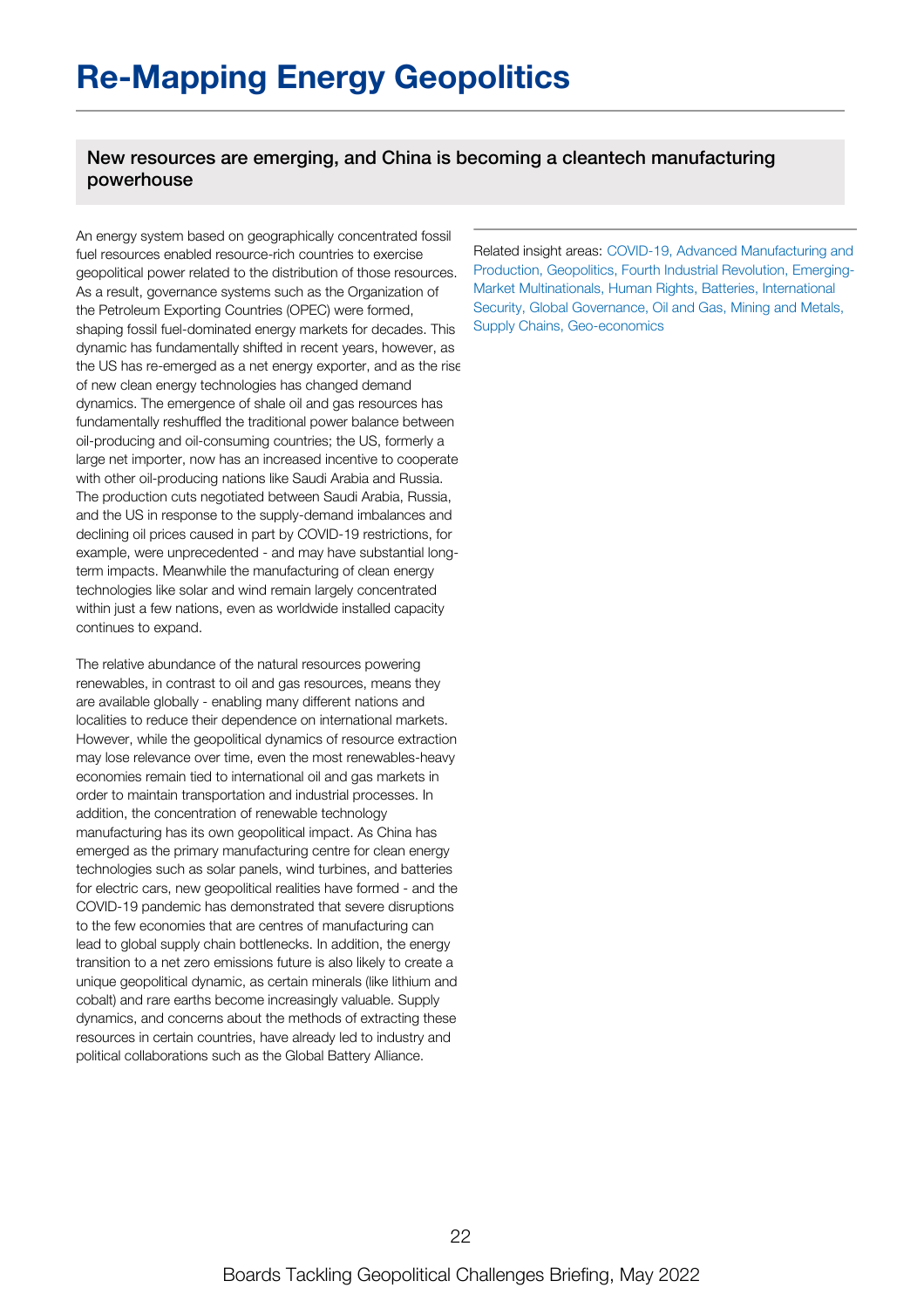# Re-Mapping Energy Geopolitics

## New resources are emerging, and China is becoming a cleantech manufacturing powerhouse

An energy system based on geographically concentrated fossil fuel resources enabled resource-rich countries to exercise geopolitical power related to the distribution of those resources. As a result, governance systems such as the Organization of the Petroleum Exporting Countries (OPEC) were formed, shaping fossil fuel-dominated energy markets for decades. This dynamic has fundamentally shifted in recent years, however, as the US has re-emerged as a net energy exporter, and as the rise of new clean energy technologies has changed demand dynamics. The emergence of shale oil and gas resources has fundamentally reshuffled the traditional power balance between oil-producing and oil-consuming countries; the US, formerly a large net importer, now has an increased incentive to cooperate with other oil-producing nations like Saudi Arabia and Russia. The production cuts negotiated between Saudi Arabia, Russia, and the US in response to the supply-demand imbalances and declining oil prices caused in part by COVID-19 restrictions, for example, were unprecedented - and may have substantial long-term impacts. Meanwhile the manufacturing of clean energy technologies like solar and wind remain largely concentrated within just a few nations, even as worldwide installed capacity continues to expand.

The relative abundance of the natural resources powering renewables, in contrast to oil and gas resources, means they are available globally - enabling many different nations and localities to reduce their dependence on international markets. However, while the geopolitical dynamics of resource extraction may lose relevance over time, even the most renewables-heavy economies remain tied to international oil and gas markets in order to maintain transportation and industrial processes. In addition, the concentration of renewable technology manufacturing has its own geopolitical impact. As China has emerged as the primary manufacturing centre for clean energy technologies such as solar panels, wind turbines, and batteries for electric cars, new geopolitical realities have formed - and the COVID-19 pandemic has demonstrated that severe disruptions to the few economies that are centres of manufacturing can lead to global supply chain bottlenecks. In addition, the energy transition to a net zero emissions future is also likely to create a unique geopolitical dynamic, as certain minerals (like lithium and cobalt) and rare earths become increasingly valuable. Supply dynamics, and concerns about the methods of extracting these resources in certain countries, have already led to industry and political collaborations such as the Global Battery Alliance.

Related insight areas: COVID-19, Advanced Manufacturing and Production, Geopolitics, Fourth Industrial Revolution, Emerging-Market Multinationals, Human Rights, Batteries, International Security, Global Governance, Oil and Gas, Mining and Metals, Supply Chains, Geo-economics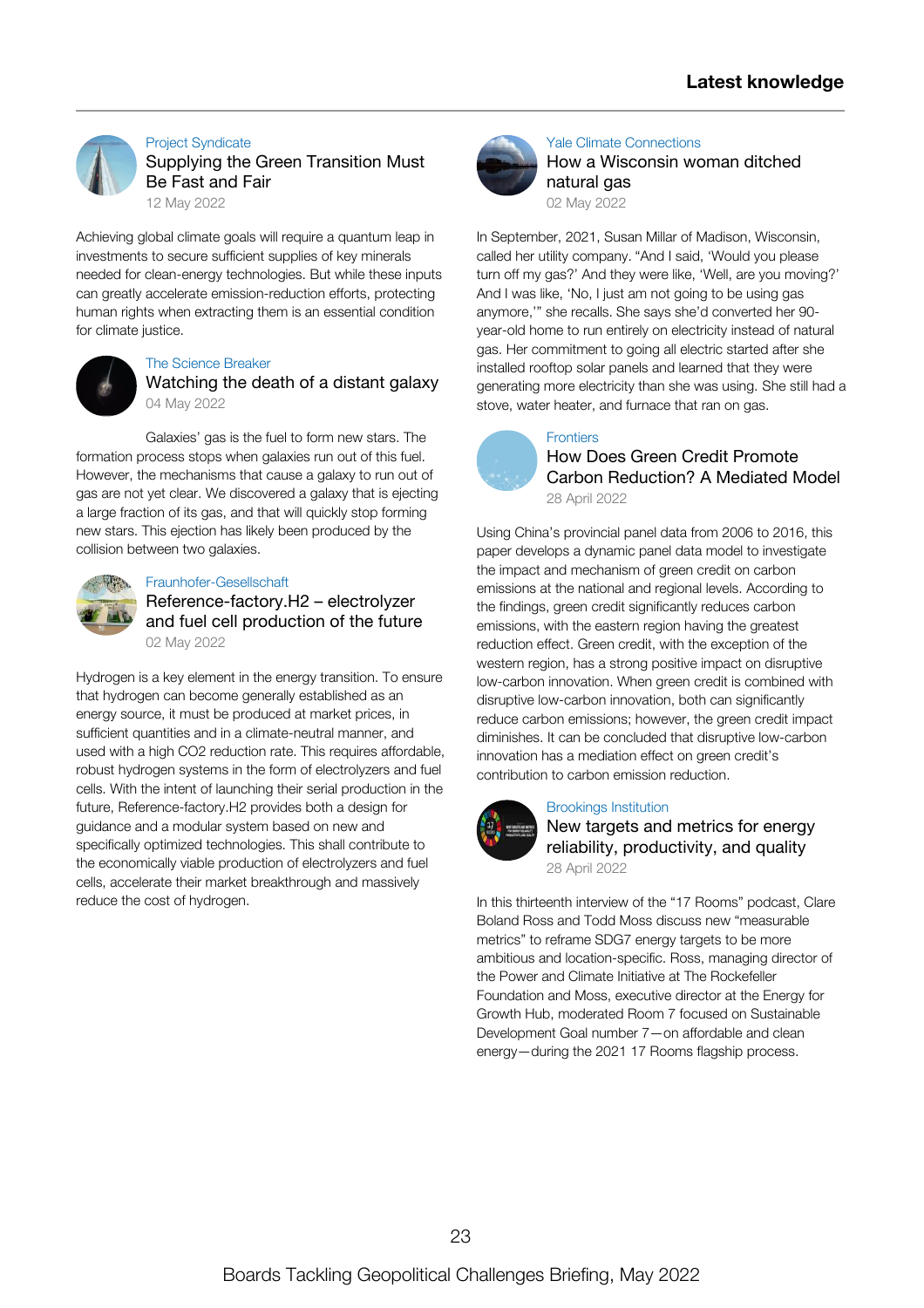## Latest knowledge

Project Syndicate

### Supplying the Green Transition Must Be Fast and Fair

12 May 2022

Achieving global climate goals will require a quantum leap in investments to secure sufficient supplies of key minerals needed for clean-energy technologies. But while these inputs can greatly accelerate emission-reduction efforts, protecting human rights when extracting them is an essential condition for climate justice.

The Science Breaker

### Watching the death of a distant galaxy

04 May 2022

Galaxies' gas is the fuel to form new stars. The formation process stops when galaxies run out of this fuel. However, the mechanisms that cause a galaxy to run out of gas are not yet clear. We discovered a galaxy that is ejecting a large fraction of its gas, and that will quickly stop forming new stars. This ejection has likely been produced by the collision between two galaxies.

Fraunhofer-Gesellschaft

### Reference-factory.H2 – electrolyzer and fuel cell production of the future

02 May 2022

Hydrogen is a key element in the energy transition. To ensure that hydrogen can become generally established as an energy source, it must be produced at market prices, in sufficient quantities and in a climate-neutral manner, and used with a high CO2 reduction rate. This requires affordable, robust hydrogen systems in the form of electrolyzers and fuel cells. With the intent of launching their serial production in the future, Reference-factory.H2 provides both a design for guidance and a modular system based on new and specifically optimized technologies. This shall contribute to the economically viable production of electrolyzers and fuel cells, accelerate their market breakthrough and massively reduce the cost of hydrogen.

Yale Climate Connections

### How a Wisconsin woman ditched natural gas

02 May 2022

In September, 2021, Susan Millar of Madison, Wisconsin, called her utility company. "And I said, 'Would you please turn off my gas?' And they were like, 'Well, are you moving?' And I was like, 'No, I just am not going to be using gas anymore,'" she recalls. She says she'd converted her 90-year-old home to run entirely on electricity instead of natural gas. Her commitment to going all electric started after she installed rooftop solar panels and learned that they were generating more electricity than she was using. She still had a stove, water heater, and furnace that ran on gas.

Frontiers

### How Does Green Credit Promote Carbon Reduction? A Mediated Model

28 April 2022

Using China's provincial panel data from 2006 to 2016, this paper develops a dynamic panel data model to investigate the impact and mechanism of green credit on carbon emissions at the national and regional levels. According to the findings, green credit significantly reduces carbon emissions, with the eastern region having the greatest reduction effect. Green credit, with the exception of the western region, has a strong positive impact on disruptive low-carbon innovation. When green credit is combined with disruptive low-carbon innovation, both can significantly reduce carbon emissions; however, the green credit impact diminishes. It can be concluded that disruptive low-carbon innovation has a mediation effect on green credit's contribution to carbon emission reduction.

Brookings Institution

### New targets and metrics for energy reliability, productivity, and quality

28 April 2022

In this thirteenth interview of the "17 Rooms" podcast, Clare Boland Ross and Todd Moss discuss new "measurable metrics" to reframe SDG7 energy targets to be more ambitious and location-specific. Ross, managing director of the Power and Climate Initiative at The Rockefeller Foundation and Moss, executive director at the Energy for Growth Hub, moderated Room 7 focused on Sustainable Development Goal number 7—on affordable and clean energy—during the 2021 17 Rooms flagship process.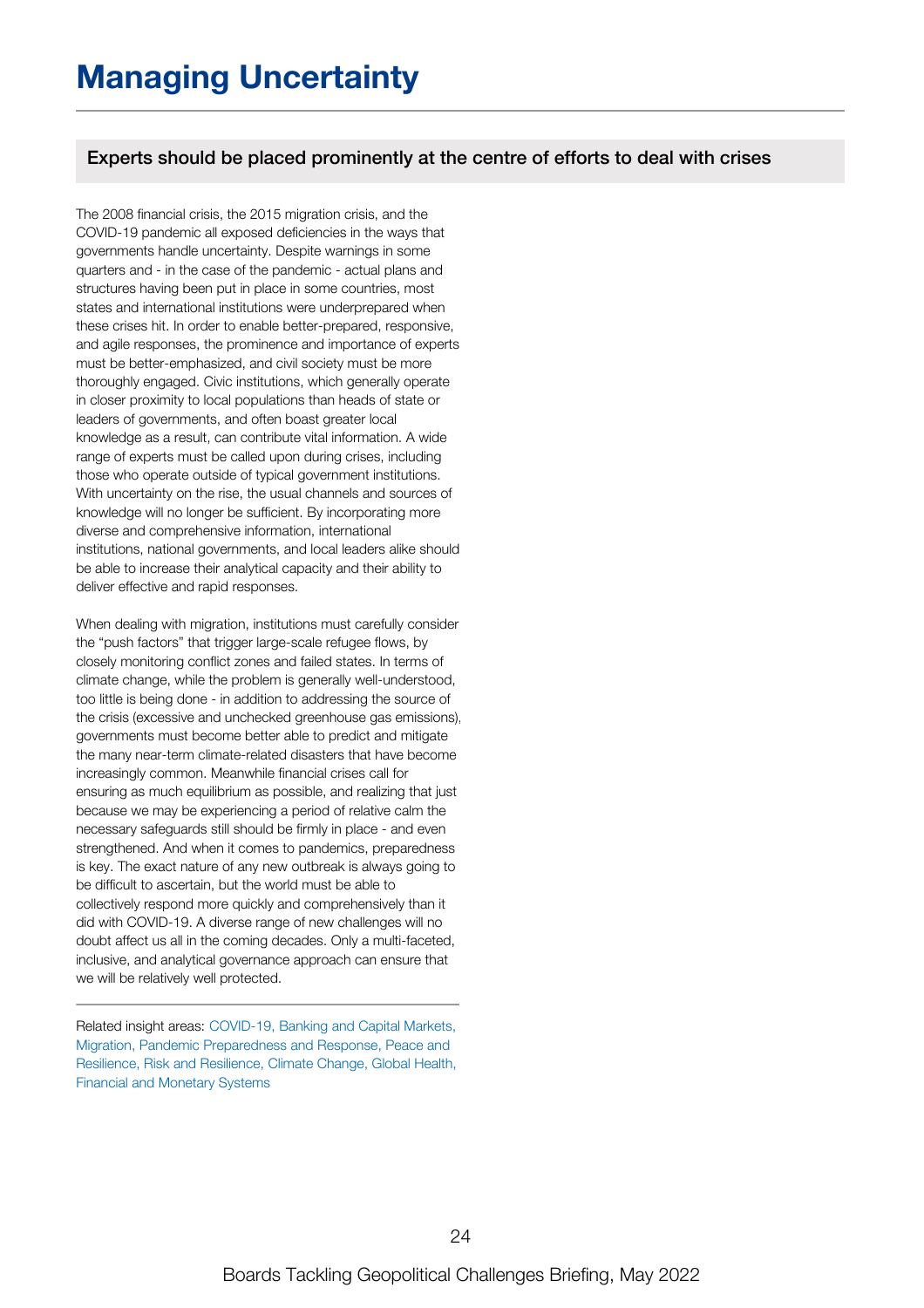# Managing Uncertainty

## Experts should be placed prominently at the centre of efforts to deal with crises

The 2008 financial crisis, the 2015 migration crisis, and the COVID-19 pandemic all exposed deficiencies in the ways that governments handle uncertainty. Despite warnings in some quarters and - in the case of the pandemic - actual plans and structures having been put in place in some countries, most states and international institutions were underprepared when these crises hit. In order to enable better-prepared, responsive, and agile responses, the prominence and importance of experts must be better-emphasized, and civil society must be more thoroughly engaged. Civic institutions, which generally operate in closer proximity to local populations than heads of state or leaders of governments, and often boast greater local knowledge as a result, can contribute vital information. A wide range of experts must be called upon during crises, including those who operate outside of typical government institutions. With uncertainty on the rise, the usual channels and sources of knowledge will no longer be sufficient. By incorporating more diverse and comprehensive information, international institutions, national governments, and local leaders alike should be able to increase their analytical capacity and their ability to deliver effective and rapid responses.

When dealing with migration, institutions must carefully consider the "push factors" that trigger large-scale refugee flows, by closely monitoring conflict zones and failed states. In terms of climate change, while the problem is generally well-understood, too little is being done - in addition to addressing the source of the crisis (excessive and unchecked greenhouse gas emissions), governments must become better able to predict and mitigate the many near-term climate-related disasters that have become increasingly common. Meanwhile financial crises call for ensuring as much equilibrium as possible, and realizing that just because we may be experiencing a period of relative calm the necessary safeguards still should be firmly in place - and even strengthened. And when it comes to pandemics, preparedness is key. The exact nature of any new outbreak is always going to be difficult to ascertain, but the world must be able to collectively respond more quickly and comprehensively than it did with COVID-19. A diverse range of new challenges will no doubt affect us all in the coming decades. Only a multi-faceted, inclusive, and analytical governance approach can ensure that we will be relatively well protected.

---

Related insight areas: COVID-19, Banking and Capital Markets, Migration, Pandemic Preparedness and Response, Peace and Resilience, Risk and Resilience, Climate Change, Global Health, Financial and Monetary Systems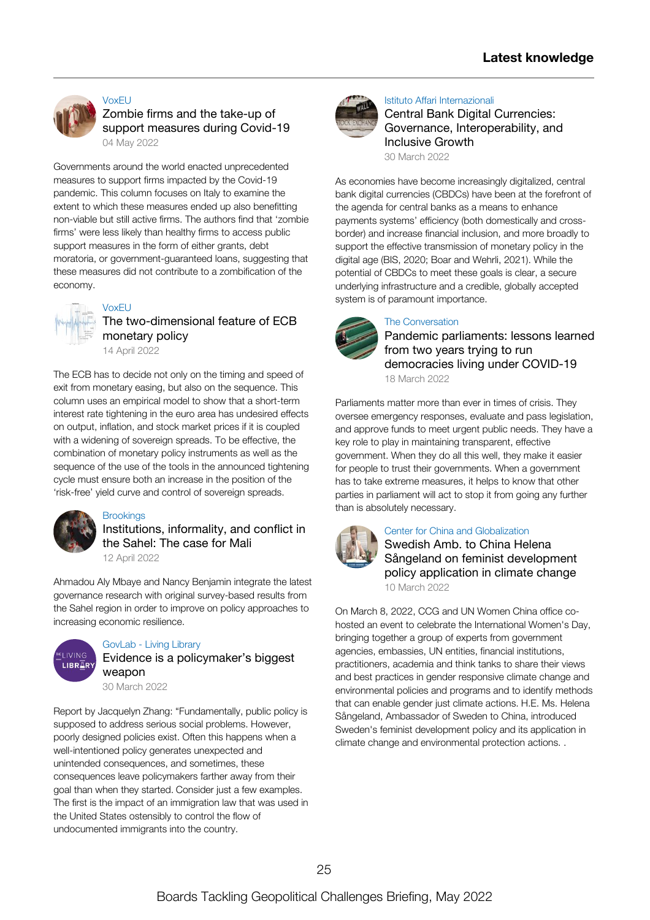## Latest knowledge

VoxEU

### Zombie firms and the take-up of support measures during Covid-19

04 May 2022

Governments around the world enacted unprecedented measures to support firms impacted by the Covid-19 pandemic. This column focuses on Italy to examine the extent to which these measures ended up also benefitting non-viable but still active firms. The authors find that 'zombie firms' were less likely than healthy firms to access public support measures in the form of either grants, debt moratoria, or government-guaranteed loans, suggesting that these measures did not contribute to a zombification of the economy.

VoxEU

### The two-dimensional feature of ECB monetary policy

14 April 2022

The ECB has to decide not only on the timing and speed of exit from monetary easing, but also on the sequence. This column uses an empirical model to show that a short-term interest rate tightening in the euro area has undesired effects on output, inflation, and stock market prices if it is coupled with a widening of sovereign spreads. To be effective, the combination of monetary policy instruments as well as the sequence of the use of the tools in the announced tightening cycle must ensure both an increase in the position of the 'risk-free' yield curve and control of sovereign spreads.

Brookings

### Institutions, informality, and conflict in the Sahel: The case for Mali

12 April 2022

Ahmadou Aly Mbaye and Nancy Benjamin integrate the latest governance research with original survey-based results from the Sahel region in order to improve on policy approaches to increasing economic resilience.

GovLab - Living Library

### Evidence is a policymaker's biggest weapon

30 March 2022

Report by Jacquelyn Zhang: "Fundamentally, public policy is supposed to address serious social problems. However, poorly designed policies exist. Often this happens when a well-intentioned policy generates unexpected and unintended consequences, and sometimes, these consequences leave policymakers farther away from their goal than when they started. Consider just a few examples. The first is the impact of an immigration law that was used in the United States ostensibly to control the flow of undocumented immigrants into the country.

Istituto Affari Internazionali

### Central Bank Digital Currencies: Governance, Interoperability, and Inclusive Growth

30 March 2022

As economies have become increasingly digitalized, central bank digital currencies (CBDCs) have been at the forefront of the agenda for central banks as a means to enhance payments systems' efficiency (both domestically and cross-border) and increase financial inclusion, and more broadly to support the effective transmission of monetary policy in the digital age (BIS, 2020; Boar and Wehrli, 2021). While the potential of CBDCs to meet these goals is clear, a secure underlying infrastructure and a credible, globally accepted system is of paramount importance.

The Conversation

### Pandemic parliaments: lessons learned from two years trying to run democracies living under COVID-19

18 March 2022

Parliaments matter more than ever in times of crisis. They oversee emergency responses, evaluate and pass legislation, and approve funds to meet urgent public needs. They have a key role to play in maintaining transparent, effective government. When they do all this well, they make it easier for people to trust their governments. When a government has to take extreme measures, it helps to know that other parties in parliament will act to stop it from going any further than is absolutely necessary.

Center for China and Globalization

### Swedish Amb. to China Helena Sångeland on feminist development policy application in climate change

10 March 2022

On March 8, 2022, CCG and UN Women China office co-hosted an event to celebrate the International Women's Day, bringing together a group of experts from government agencies, embassies, UN entities, financial institutions, practitioners, academia and think tanks to share their views and best practices in gender responsive climate change and environmental policies and programs and to identify methods that can enable gender just climate actions. H.E. Ms. Helena Sångeland, Ambassador of Sweden to China, introduced Sweden's feminist development policy and its application in climate change and environmental protection actions. .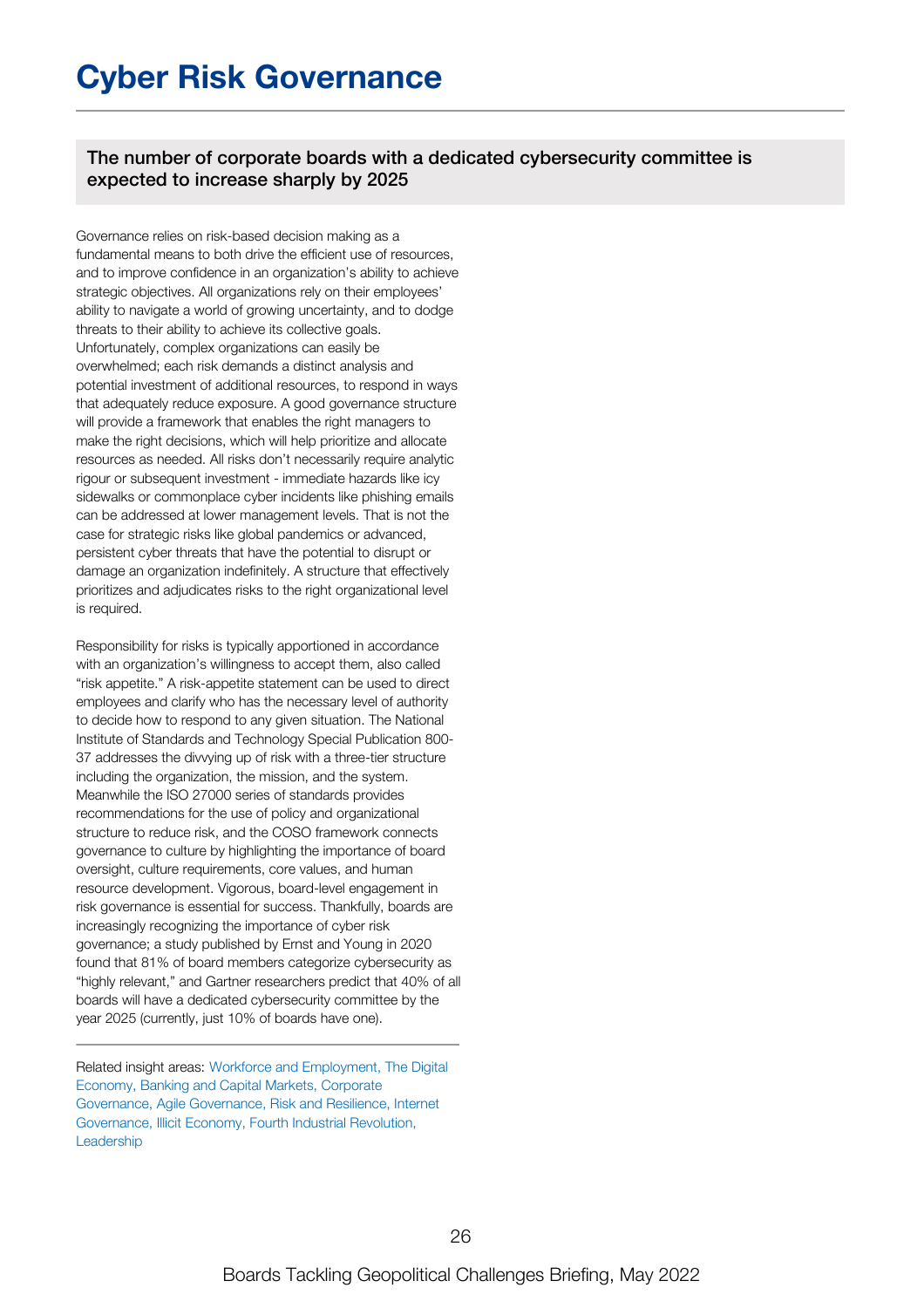# Cyber Risk Governance

**The number of corporate boards with a dedicated cybersecurity committee is expected to increase sharply by 2025**

Governance relies on risk-based decision making as a fundamental means to both drive the efficient use of resources, and to improve confidence in an organization's ability to achieve strategic objectives. All organizations rely on their employees' ability to navigate a world of growing uncertainty, and to dodge threats to their ability to achieve its collective goals. Unfortunately, complex organizations can easily be overwhelmed; each risk demands a distinct analysis and potential investment of additional resources, to respond in ways that adequately reduce exposure. A good governance structure will provide a framework that enables the right managers to make the right decisions, which will help prioritize and allocate resources as needed. All risks don't necessarily require analytic rigour or subsequent investment - immediate hazards like icy sidewalks or commonplace cyber incidents like phishing emails can be addressed at lower management levels. That is not the case for strategic risks like global pandemics or advanced, persistent cyber threats that have the potential to disrupt or damage an organization indefinitely. A structure that effectively prioritizes and adjudicates risks to the right organizational level is required.

Responsibility for risks is typically apportioned in accordance with an organization's willingness to accept them, also called "risk appetite." A risk-appetite statement can be used to direct employees and clarify who has the necessary level of authority to decide how to respond to any given situation. The National Institute of Standards and Technology Special Publication 800-37 addresses the divvying up of risk with a three-tier structure including the organization, the mission, and the system. Meanwhile the ISO 27000 series of standards provides recommendations for the use of policy and organizational structure to reduce risk, and the COSO framework connects governance to culture by highlighting the importance of board oversight, culture requirements, core values, and human resource development. Vigorous, board-level engagement in risk governance is essential for success. Thankfully, boards are increasingly recognizing the importance of cyber risk governance; a study published by Ernst and Young in 2020 found that 81% of board members categorize cybersecurity as "highly relevant," and Gartner researchers predict that 40% of all boards will have a dedicated cybersecurity committee by the year 2025 (currently, just 10% of boards have one).

---

Related insight areas: Workforce and Employment, The Digital Economy, Banking and Capital Markets, Corporate Governance, Agile Governance, Risk and Resilience, Internet Governance, Illicit Economy, Fourth Industrial Revolution, Leadership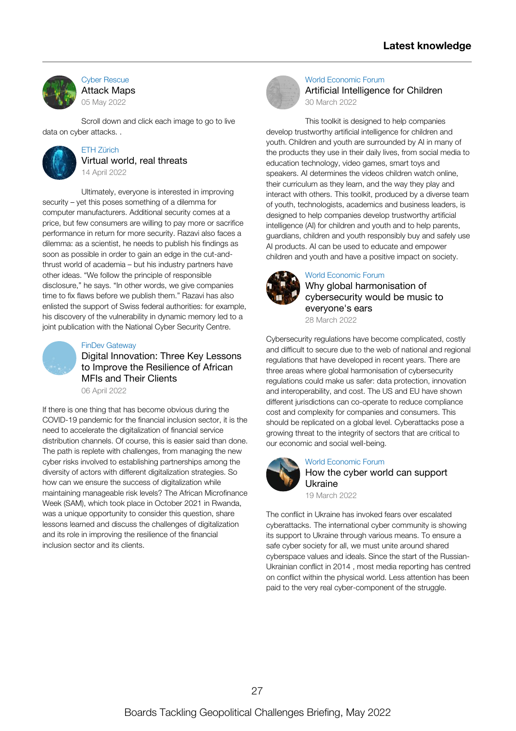## Latest knowledge

Cyber Rescue

### Attack Maps

05 May 2022

Scroll down and click each image to go to live data on cyber attacks. .

ETH Zürich

### Virtual world, real threats

14 April 2022

Ultimately, everyone is interested in improving security – yet this poses something of a dilemma for computer manufacturers. Additional security comes at a price, but few consumers are willing to pay more or sacrifice performance in return for more security. Razavi also faces a dilemma: as a scientist, he needs to publish his findings as soon as possible in order to gain an edge in the cut-and-thrust world of academia – but his industry partners have other ideas. "We follow the principle of responsible disclosure," he says. "In other words, we give companies time to fix flaws before we publish them." Razavi has also enlisted the support of Swiss federal authorities: for example, his discovery of the vulnerability in dynamic memory led to a joint publication with the National Cyber Security Centre.

FinDev Gateway

### Digital Innovation: Three Key Lessons to Improve the Resilience of African MFIs and Their Clients

06 April 2022

If there is one thing that has become obvious during the COVID-19 pandemic for the financial inclusion sector, it is the need to accelerate the digitalization of financial service distribution channels. Of course, this is easier said than done. The path is replete with challenges, from managing the new cyber risks involved to establishing partnerships among the diversity of actors with different digitalization strategies. So how can we ensure the success of digitalization while maintaining manageable risk levels? The African Microfinance Week (SAM), which took place in October 2021 in Rwanda, was a unique opportunity to consider this question, share lessons learned and discuss the challenges of digitalization and its role in improving the resilience of the financial inclusion sector and its clients.

World Economic Forum

### Artificial Intelligence for Children

30 March 2022

This toolkit is designed to help companies develop trustworthy artificial intelligence for children and youth. Children and youth are surrounded by AI in many of the products they use in their daily lives, from social media to education technology, video games, smart toys and speakers. AI determines the videos children watch online, their curriculum as they learn, and the way they play and interact with others. This toolkit, produced by a diverse team of youth, technologists, academics and business leaders, is designed to help companies develop trustworthy artificial intelligence (AI) for children and youth and to help parents, guardians, children and youth responsibly buy and safely use AI products. AI can be used to educate and empower children and youth and have a positive impact on society.

World Economic Forum

### Why global harmonisation of cybersecurity would be music to everyone's ears

28 March 2022

Cybersecurity regulations have become complicated, costly and difficult to secure due to the web of national and regional regulations that have developed in recent years. There are three areas where global harmonisation of cybersecurity regulations could make us safer: data protection, innovation and interoperability, and cost. The US and EU have shown different jurisdictions can co-operate to reduce compliance cost and complexity for companies and consumers. This should be replicated on a global level. Cyberattacks pose a growing threat to the integrity of sectors that are critical to our economic and social well-being.

World Economic Forum

### How the cyber world can support Ukraine

19 March 2022

The conflict in Ukraine has invoked fears over escalated cyberattacks. The international cyber community is showing its support to Ukraine through various means. To ensure a safe cyber society for all, we must unite around shared cyberspace values and ideals. Since the start of the Russian-Ukrainian conflict in 2014 , most media reporting has centred on conflict within the physical world. Less attention has been paid to the very real cyber-component of the struggle.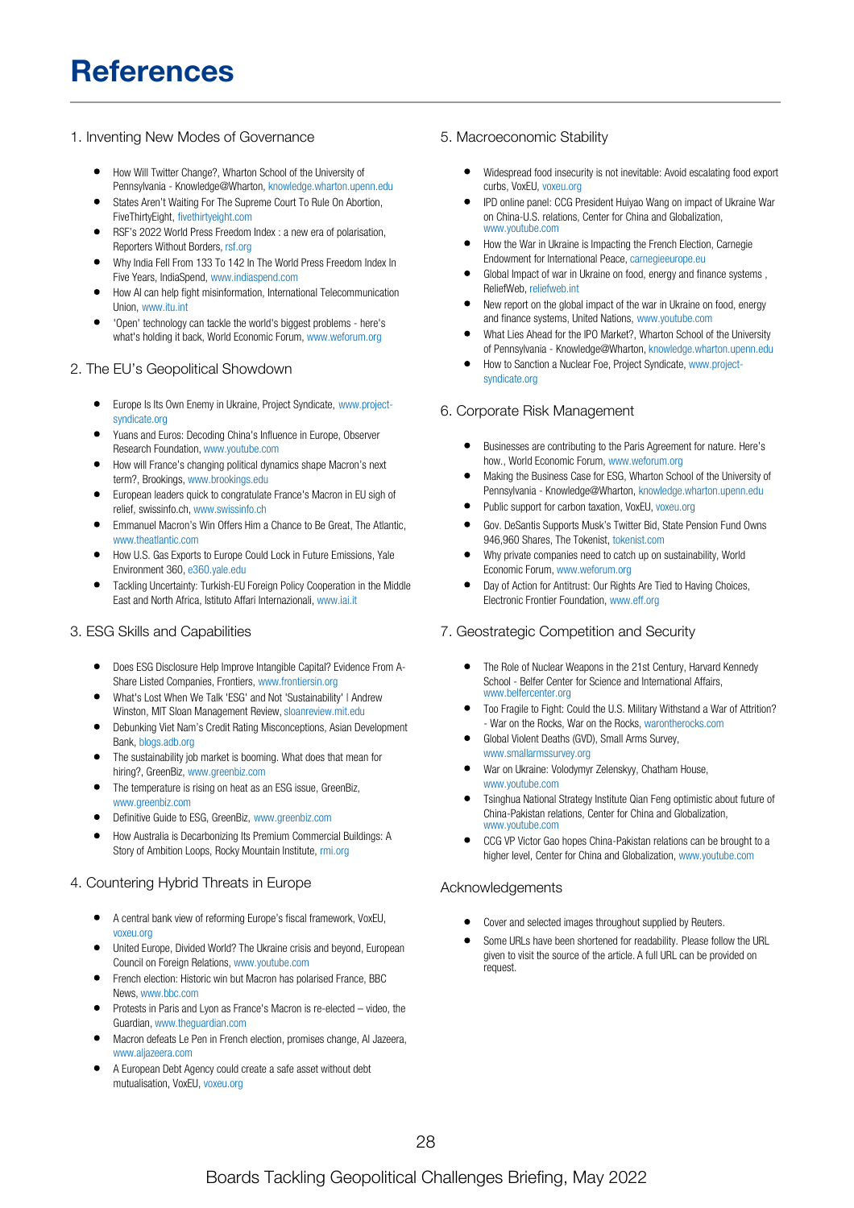# References

## 1. Inventing New Modes of Governance

- How Will Twitter Change?, Wharton School of the University of Pennsylvania - Knowledge@Wharton, knowledge.wharton.upenn.edu
- States Aren't Waiting For The Supreme Court To Rule On Abortion, FiveThirtyEight, fivethirtyeight.com
- RSF's 2022 World Press Freedom Index : a new era of polarisation, Reporters Without Borders, rsf.org
- Why India Fell From 133 To 142 In The World Press Freedom Index In Five Years, IndiaSpend, www.indiaspend.com
- How AI can help fight misinformation, International Telecommunication Union, www.itu.int
- 'Open' technology can tackle the world's biggest problems - here's what's holding it back, World Economic Forum, www.weforum.org

## 2. The EU's Geopolitical Showdown

- Europe Is Its Own Enemy in Ukraine, Project Syndicate, www.project-syndicate.org
- Yuans and Euros: Decoding China's Influence in Europe, Observer Research Foundation, www.youtube.com
- How will France's changing political dynamics shape Macron's next term?, Brookings, www.brookings.edu
- European leaders quick to congratulate France's Macron in EU sigh of relief, swissinfo.ch, www.swissinfo.ch
- Emmanuel Macron's Win Offers Him a Chance to Be Great, The Atlantic, www.theatlantic.com
- How U.S. Gas Exports to Europe Could Lock in Future Emissions, Yale Environment 360, e360.yale.edu
- Tackling Uncertainty: Turkish-EU Foreign Policy Cooperation in the Middle East and North Africa, Istituto Affari Internazionali, www.iai.it

## 3. ESG Skills and Capabilities

- Does ESG Disclosure Help Improve Intangible Capital? Evidence From A-Share Listed Companies, Frontiers, www.frontiersin.org
- What's Lost When We Talk 'ESG' and Not 'Sustainability' | Andrew Winston, MIT Sloan Management Review, sloanreview.mit.edu
- Debunking Viet Nam's Credit Rating Misconceptions, Asian Development Bank, blogs.adb.org
- The sustainability job market is booming. What does that mean for hiring?, GreenBiz, www.greenbiz.com
- The temperature is rising on heat as an ESG issue, GreenBiz, www.greenbiz.com
- Definitive Guide to ESG, GreenBiz, www.greenbiz.com
- How Australia is Decarbonizing Its Premium Commercial Buildings: A Story of Ambition Loops, Rocky Mountain Institute, rmi.org

## 4. Countering Hybrid Threats in Europe

- A central bank view of reforming Europe's fiscal framework, VoxEU, voxeu.org
- United Europe, Divided World? The Ukraine crisis and beyond, European Council on Foreign Relations, www.youtube.com
- French election: Historic win but Macron has polarised France, BBC News, www.bbc.com
- Protests in Paris and Lyon as France's Macron is re-elected – video, the Guardian, www.theguardian.com
- Macron defeats Le Pen in French election, promises change, Al Jazeera, www.aljazeera.com
- A European Debt Agency could create a safe asset without debt mutualisation, VoxEU, voxeu.org

## 5. Macroeconomic Stability

- Widespread food insecurity is not inevitable: Avoid escalating food export curbs, VoxEU, voxeu.org
- IPD online panel: CCG President Huiyao Wang on impact of Ukraine War on China-U.S. relations, Center for China and Globalization, www.youtube.com
- How the War in Ukraine is Impacting the French Election, Carnegie Endowment for International Peace, carnegieeurope.eu
- Global Impact of war in Ukraine on food, energy and finance systems , ReliefWeb, reliefweb.int
- New report on the global impact of the war in Ukraine on food, energy and finance systems, United Nations, www.youtube.com
- What Lies Ahead for the IPO Market?, Wharton School of the University of Pennsylvania - Knowledge@Wharton, knowledge.wharton.upenn.edu
- How to Sanction a Nuclear Foe, Project Syndicate, www.project-syndicate.org

## 6. Corporate Risk Management

- Businesses are contributing to the Paris Agreement for nature. Here's how., World Economic Forum, www.weforum.org
- Making the Business Case for ESG, Wharton School of the University of Pennsylvania - Knowledge@Wharton, knowledge.wharton.upenn.edu
- Public support for carbon taxation, VoxEU, voxeu.org
- Gov. DeSantis Supports Musk's Twitter Bid, State Pension Fund Owns 946,960 Shares, The Tokenist, tokenist.com
- Why private companies need to catch up on sustainability, World Economic Forum, www.weforum.org
- Day of Action for Antitrust: Our Rights Are Tied to Having Choices, Electronic Frontier Foundation, www.eff.org

## 7. Geostrategic Competition and Security

- The Role of Nuclear Weapons in the 21st Century, Harvard Kennedy School - Belfer Center for Science and International Affairs, www.belfercenter.org
- Too Fragile to Fight: Could the U.S. Military Withstand a War of Attrition? - War on the Rocks, War on the Rocks, warontherocks.com
- Global Violent Deaths (GVD), Small Arms Survey, www.smallarmssurvey.org
- War on Ukraine: Volodymyr Zelenskyy, Chatham House, www.youtube.com
- Tsinghua National Strategy Institute Qian Feng optimistic about future of China-Pakistan relations, Center for China and Globalization, www.youtube.com
- CCG VP Victor Gao hopes China-Pakistan relations can be brought to a higher level, Center for China and Globalization, www.youtube.com

## Acknowledgements

- Cover and selected images throughout supplied by Reuters.
- Some URLs have been shortened for readability. Please follow the URL given to visit the source of the article. A full URL can be provided on request.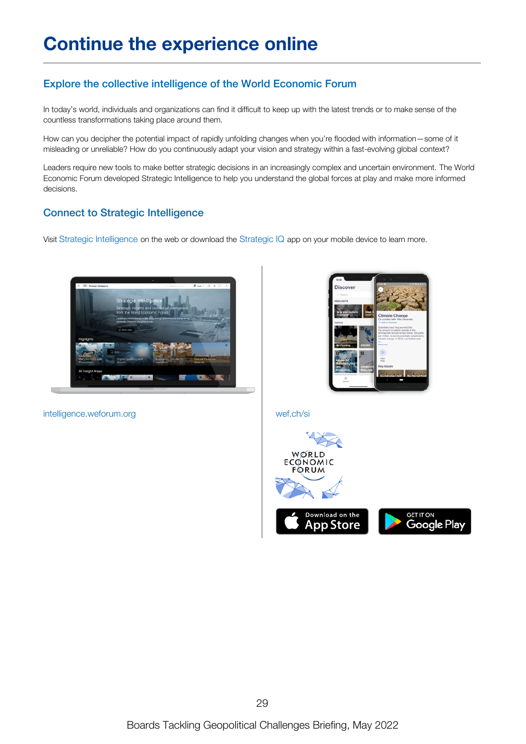# Continue the experience online

## Explore the collective intelligence of the World Economic Forum

In today's world, individuals and organizations can find it difficult to keep up with the latest trends or to make sense of the countless transformations taking place around them.

How can you decipher the potential impact of rapidly unfolding changes when you're flooded with information—some of it misleading or unreliable? How do you continuously adapt your vision and strategy within a fast-evolving global context?

Leaders require new tools to make better strategic decisions in an increasingly complex and uncertain environment. The World Economic Forum developed Strategic Intelligence to help you understand the global forces at play and make more informed decisions.

## Connect to Strategic Intelligence

Visit Strategic Intelligence on the web or download the Strategic IQ app on your mobile device to learn more.

intelligence.weforum.org

wef.ch/si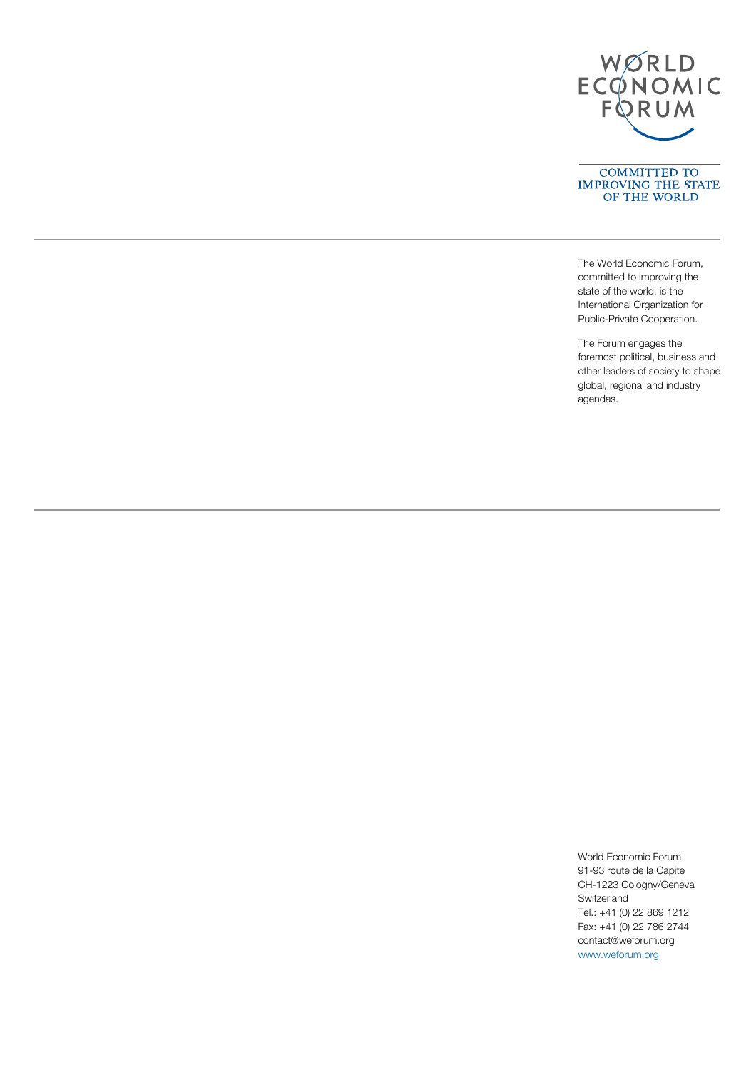WORLD ECONOMIC FORUM

COMMITTED TO IMPROVING THE STATE OF THE WORLD

The World Economic Forum, committed to improving the state of the world, is the International Organization for Public-Private Cooperation.

The Forum engages the foremost political, business and other leaders of society to shape global, regional and industry agendas.

World Economic Forum
91-93 route de la Capite
CH-1223 Cologny/Geneva
Switzerland
Tel.: +41 (0) 22 869 1212
Fax: +41 (0) 22 786 2744
contact@weforum.org
www.weforum.org